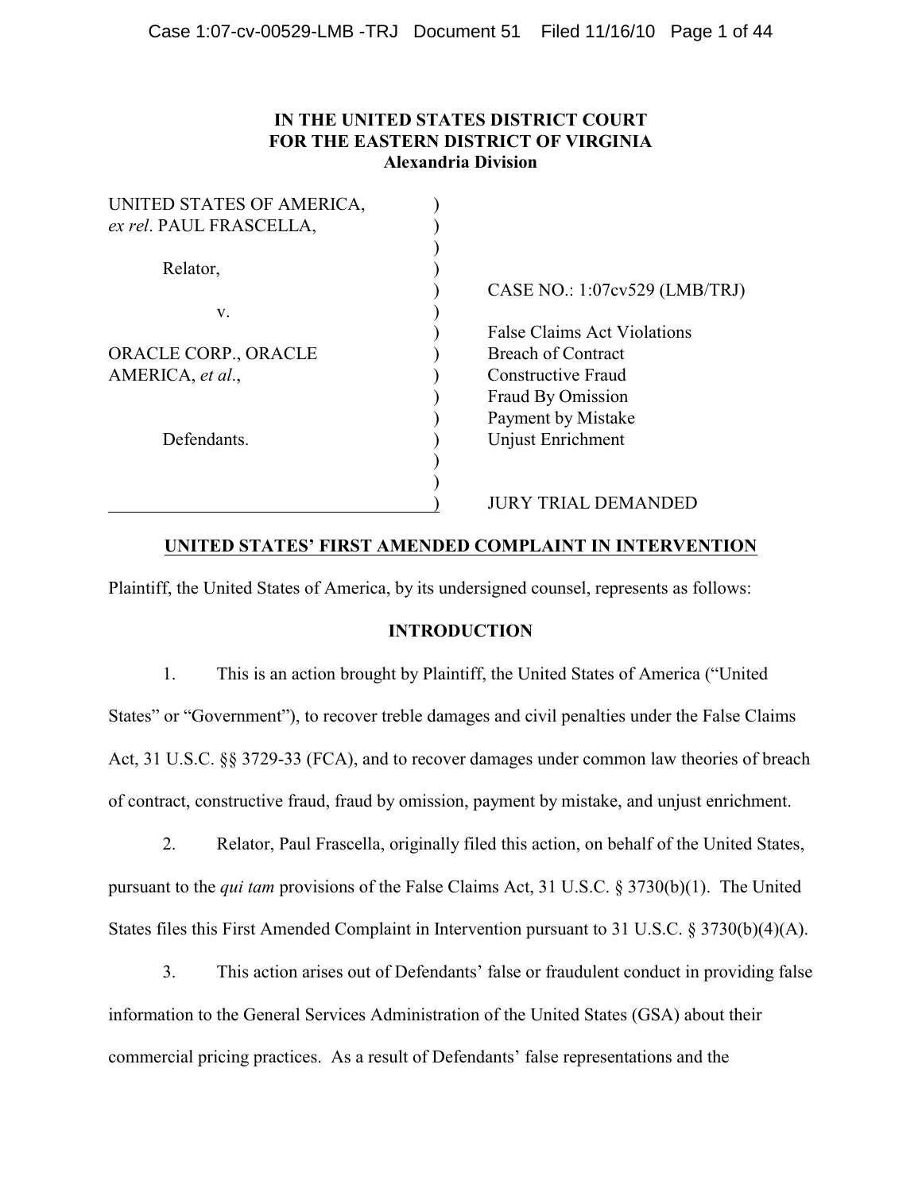**IN THE UNITED STATES DISTRICT COURT**
**FOR THE EASTERN DISTRICT OF VIRGINIA**
**Alexandria Division**

| | | |
|---|---|---|
| UNITED STATES OF AMERICA, *ex rel*. PAUL FRASCELLA, | ) | |
| Relator, | ) | CASE NO.: 1:07cv529 (LMB/TRJ) |
| v. | ) | |
| ORACLE CORP., ORACLE AMERICA, *et al*., | ) | False Claims Act Violations<br>Breach of Contract<br>Constructive Fraud<br>Fraud By Omission<br>Payment by Mistake<br>Unjust Enrichment |
| Defendants. | ) | |
| | ) | JURY TRIAL DEMANDED |

**UNITED STATES' FIRST AMENDED COMPLAINT IN INTERVENTION**

Plaintiff, the United States of America, by its undersigned counsel, represents as follows:

**INTRODUCTION**

1. This is an action brought by Plaintiff, the United States of America ("United States" or "Government"), to recover treble damages and civil penalties under the False Claims Act, 31 U.S.C. §§ 3729-33 (FCA), and to recover damages under common law theories of breach of contract, constructive fraud, fraud by omission, payment by mistake, and unjust enrichment.

2. Relator, Paul Frascella, originally filed this action, on behalf of the United States, pursuant to the *qui tam* provisions of the False Claims Act, 31 U.S.C. § 3730(b)(1). The United States files this First Amended Complaint in Intervention pursuant to 31 U.S.C. § 3730(b)(4)(A).

3. This action arises out of Defendants' false or fraudulent conduct in providing false information to the General Services Administration of the United States (GSA) about their commercial pricing practices. As a result of Defendants' false representations and the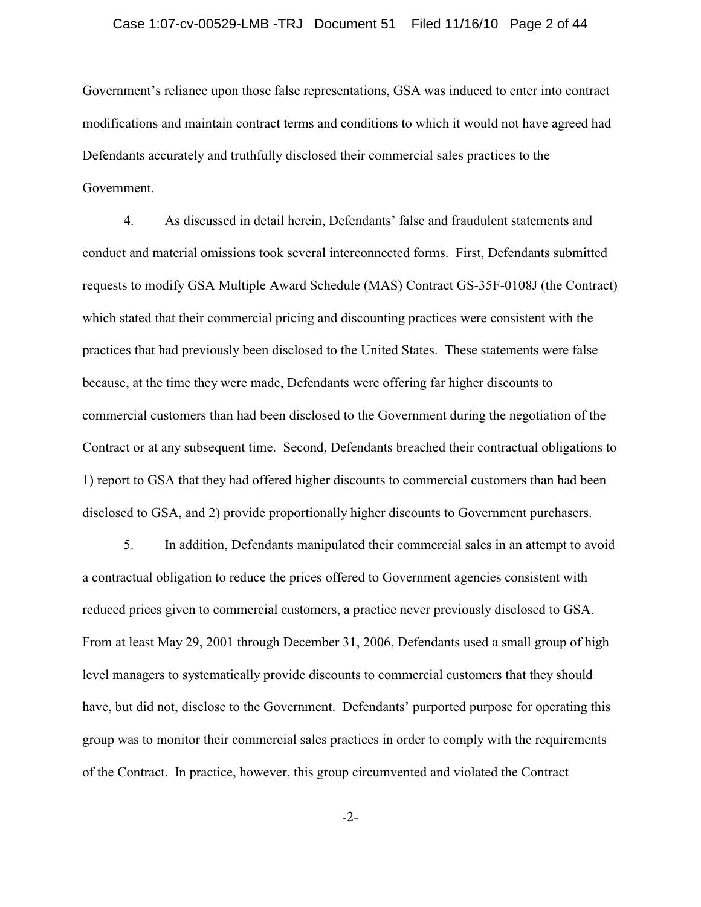Government's reliance upon those false representations, GSA was induced to enter into contract modifications and maintain contract terms and conditions to which it would not have agreed had Defendants accurately and truthfully disclosed their commercial sales practices to the Government.

4. As discussed in detail herein, Defendants' false and fraudulent statements and conduct and material omissions took several interconnected forms. First, Defendants submitted requests to modify GSA Multiple Award Schedule (MAS) Contract GS-35F-0108J (the Contract) which stated that their commercial pricing and discounting practices were consistent with the practices that had previously been disclosed to the United States. These statements were false because, at the time they were made, Defendants were offering far higher discounts to commercial customers than had been disclosed to the Government during the negotiation of the Contract or at any subsequent time. Second, Defendants breached their contractual obligations to 1) report to GSA that they had offered higher discounts to commercial customers than had been disclosed to GSA, and 2) provide proportionally higher discounts to Government purchasers.

5. In addition, Defendants manipulated their commercial sales in an attempt to avoid a contractual obligation to reduce the prices offered to Government agencies consistent with reduced prices given to commercial customers, a practice never previously disclosed to GSA. From at least May 29, 2001 through December 31, 2006, Defendants used a small group of high level managers to systematically provide discounts to commercial customers that they should have, but did not, disclose to the Government. Defendants' purported purpose for operating this group was to monitor their commercial sales practices in order to comply with the requirements of the Contract. In practice, however, this group circumvented and violated the Contract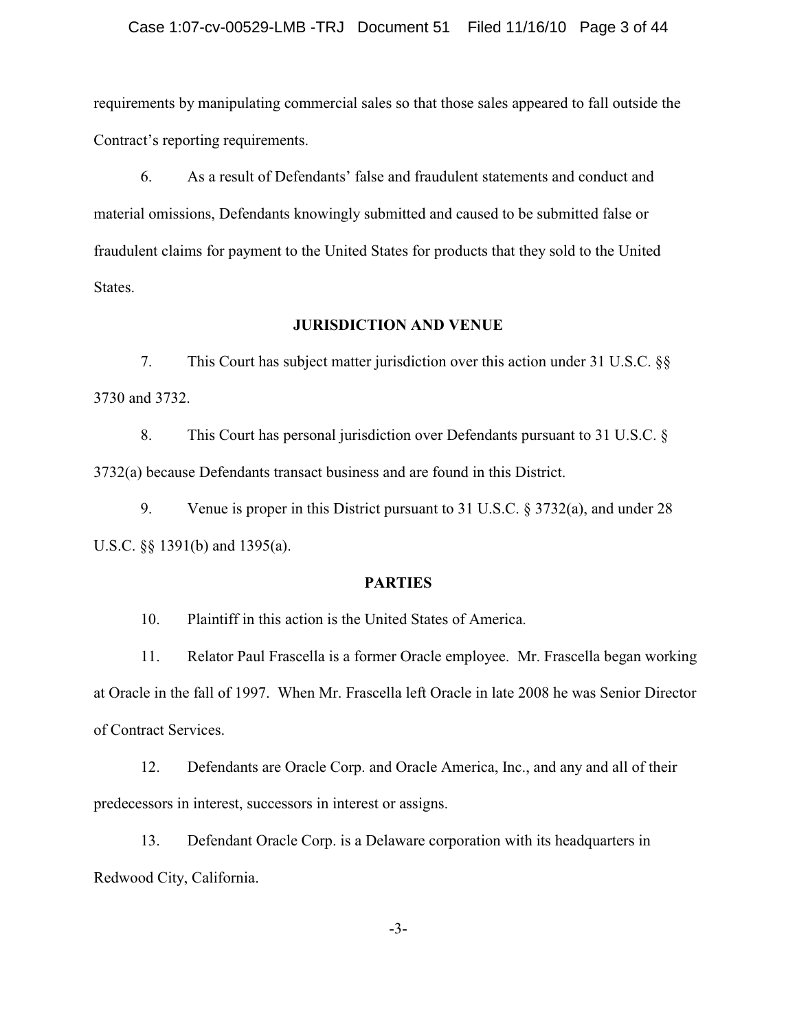requirements by manipulating commercial sales so that those sales appeared to fall outside the Contract's reporting requirements.

6. As a result of Defendants' false and fraudulent statements and conduct and material omissions, Defendants knowingly submitted and caused to be submitted false or fraudulent claims for payment to the United States for products that they sold to the United States.

## JURISDICTION AND VENUE

7. This Court has subject matter jurisdiction over this action under 31 U.S.C. §§ 3730 and 3732.

8. This Court has personal jurisdiction over Defendants pursuant to 31 U.S.C. § 3732(a) because Defendants transact business and are found in this District.

9. Venue is proper in this District pursuant to 31 U.S.C. § 3732(a), and under 28 U.S.C. §§ 1391(b) and 1395(a).

## PARTIES

10. Plaintiff in this action is the United States of America.

11. Relator Paul Frascella is a former Oracle employee. Mr. Frascella began working at Oracle in the fall of 1997. When Mr. Frascella left Oracle in late 2008 he was Senior Director of Contract Services.

12. Defendants are Oracle Corp. and Oracle America, Inc., and any and all of their predecessors in interest, successors in interest or assigns.

13. Defendant Oracle Corp. is a Delaware corporation with its headquarters in Redwood City, California.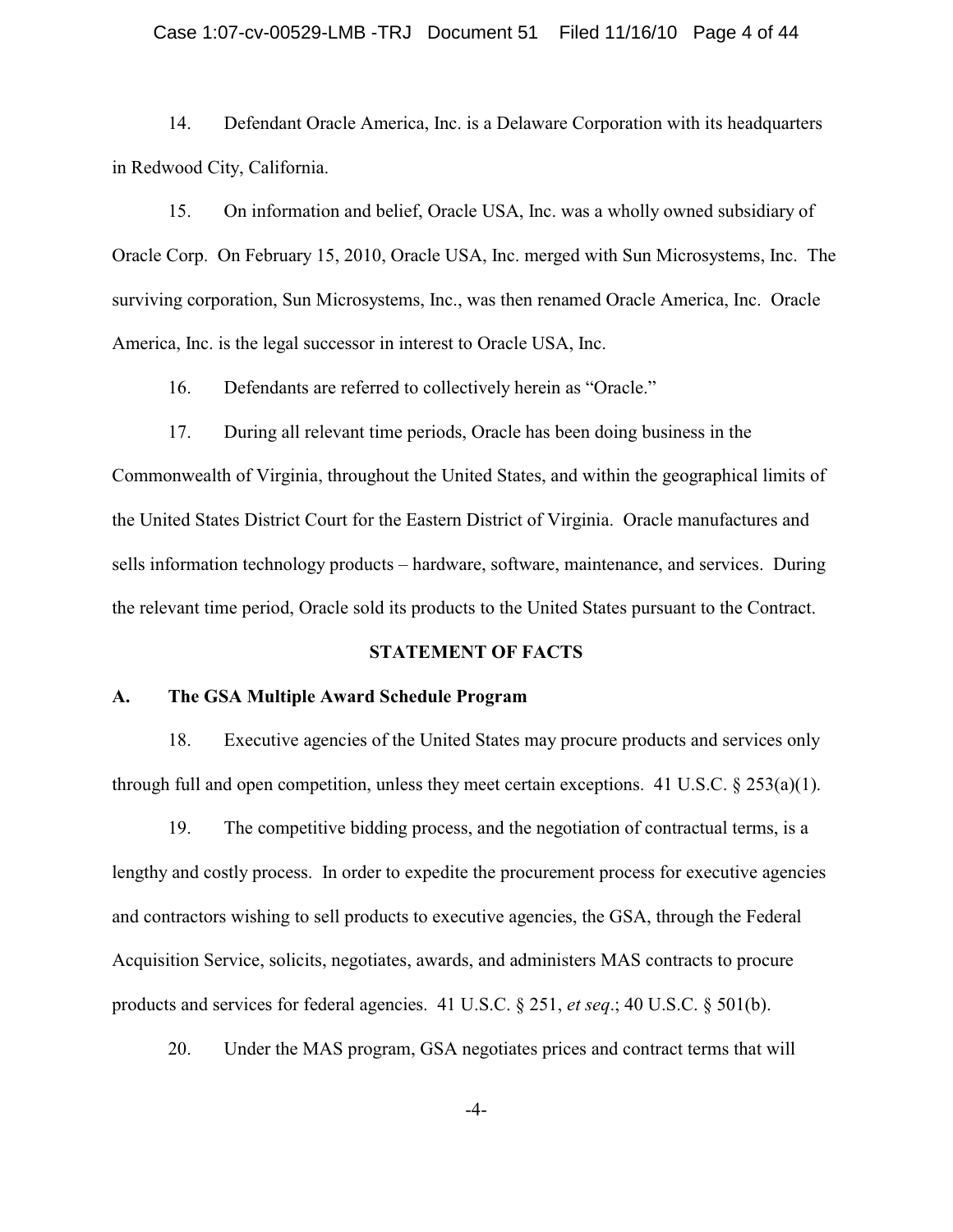14. Defendant Oracle America, Inc. is a Delaware Corporation with its headquarters in Redwood City, California.

15. On information and belief, Oracle USA, Inc. was a wholly owned subsidiary of Oracle Corp. On February 15, 2010, Oracle USA, Inc. merged with Sun Microsystems, Inc. The surviving corporation, Sun Microsystems, Inc., was then renamed Oracle America, Inc. Oracle America, Inc. is the legal successor in interest to Oracle USA, Inc.

16. Defendants are referred to collectively herein as "Oracle."

17. During all relevant time periods, Oracle has been doing business in the Commonwealth of Virginia, throughout the United States, and within the geographical limits of the United States District Court for the Eastern District of Virginia. Oracle manufactures and sells information technology products – hardware, software, maintenance, and services. During the relevant time period, Oracle sold its products to the United States pursuant to the Contract.

## STATEMENT OF FACTS

### A. The GSA Multiple Award Schedule Program

18. Executive agencies of the United States may procure products and services only through full and open competition, unless they meet certain exceptions. 41 U.S.C. § 253(a)(1).

19. The competitive bidding process, and the negotiation of contractual terms, is a lengthy and costly process. In order to expedite the procurement process for executive agencies and contractors wishing to sell products to executive agencies, the GSA, through the Federal Acquisition Service, solicits, negotiates, awards, and administers MAS contracts to procure products and services for federal agencies. 41 U.S.C. § 251, *et seq*.; 40 U.S.C. § 501(b).

20. Under the MAS program, GSA negotiates prices and contract terms that will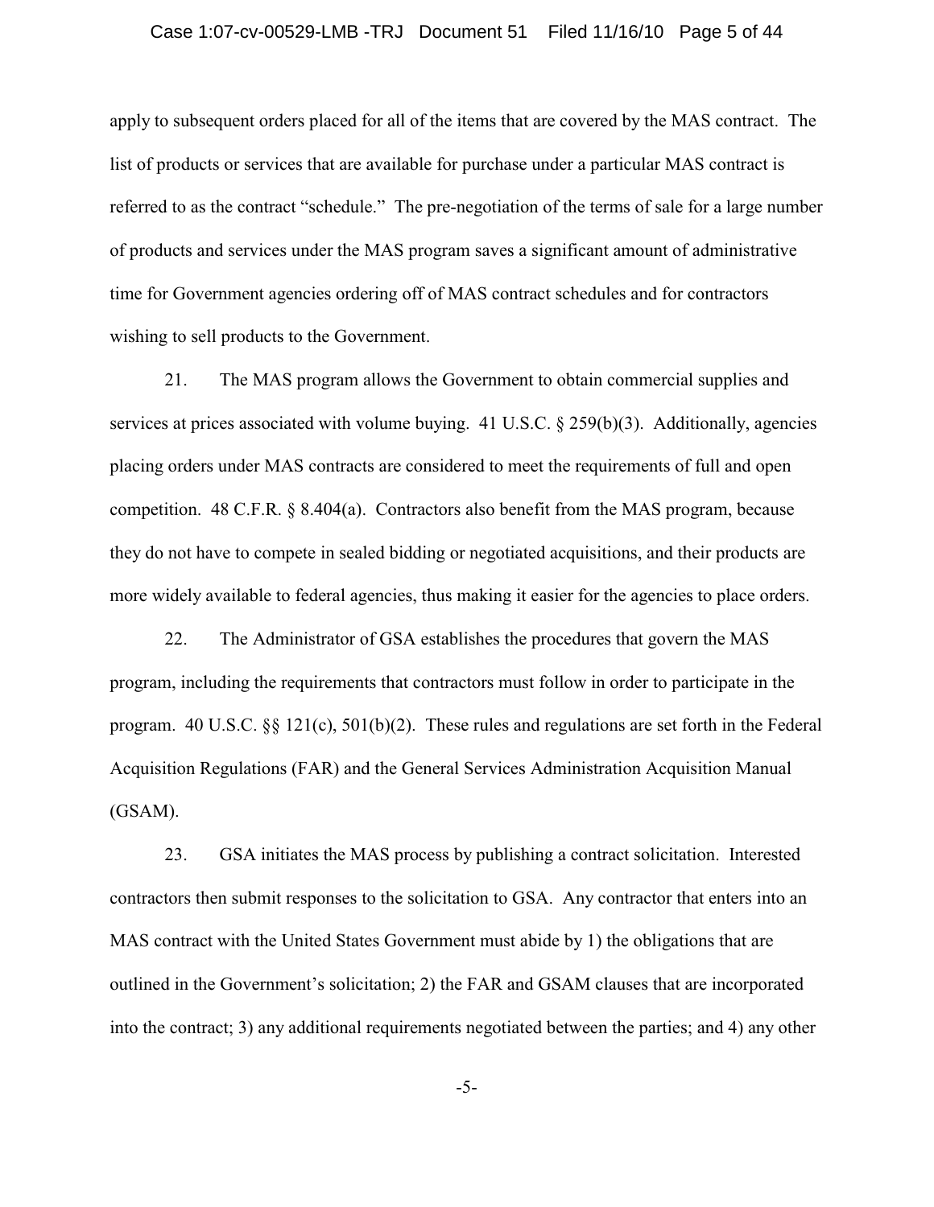apply to subsequent orders placed for all of the items that are covered by the MAS contract. The list of products or services that are available for purchase under a particular MAS contract is referred to as the contract "schedule." The pre-negotiation of the terms of sale for a large number of products and services under the MAS program saves a significant amount of administrative time for Government agencies ordering off of MAS contract schedules and for contractors wishing to sell products to the Government.

21. The MAS program allows the Government to obtain commercial supplies and services at prices associated with volume buying. 41 U.S.C. § 259(b)(3). Additionally, agencies placing orders under MAS contracts are considered to meet the requirements of full and open competition. 48 C.F.R. § 8.404(a). Contractors also benefit from the MAS program, because they do not have to compete in sealed bidding or negotiated acquisitions, and their products are more widely available to federal agencies, thus making it easier for the agencies to place orders.

22. The Administrator of GSA establishes the procedures that govern the MAS program, including the requirements that contractors must follow in order to participate in the program. 40 U.S.C. §§ 121(c), 501(b)(2). These rules and regulations are set forth in the Federal Acquisition Regulations (FAR) and the General Services Administration Acquisition Manual (GSAM).

23. GSA initiates the MAS process by publishing a contract solicitation. Interested contractors then submit responses to the solicitation to GSA. Any contractor that enters into an MAS contract with the United States Government must abide by 1) the obligations that are outlined in the Government's solicitation; 2) the FAR and GSAM clauses that are incorporated into the contract; 3) any additional requirements negotiated between the parties; and 4) any other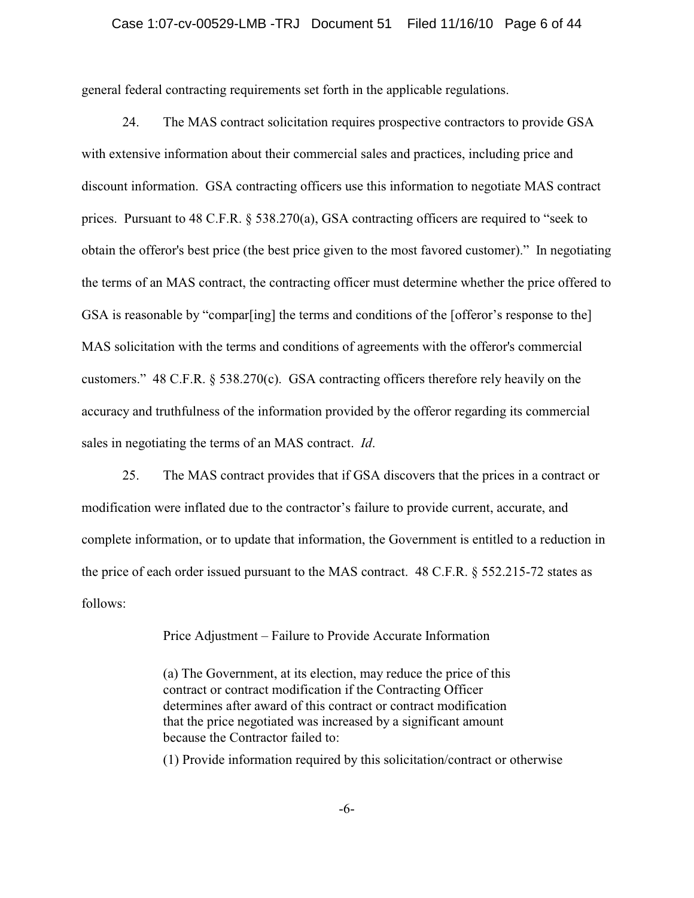general federal contracting requirements set forth in the applicable regulations.

24. The MAS contract solicitation requires prospective contractors to provide GSA with extensive information about their commercial sales and practices, including price and discount information. GSA contracting officers use this information to negotiate MAS contract prices. Pursuant to 48 C.F.R. § 538.270(a), GSA contracting officers are required to "seek to obtain the offeror's best price (the best price given to the most favored customer)." In negotiating the terms of an MAS contract, the contracting officer must determine whether the price offered to GSA is reasonable by "compar[ing] the terms and conditions of the [offeror's response to the] MAS solicitation with the terms and conditions of agreements with the offeror's commercial customers." 48 C.F.R. § 538.270(c). GSA contracting officers therefore rely heavily on the accuracy and truthfulness of the information provided by the offeror regarding its commercial sales in negotiating the terms of an MAS contract. *Id*.

25. The MAS contract provides that if GSA discovers that the prices in a contract or modification were inflated due to the contractor's failure to provide current, accurate, and complete information, or to update that information, the Government is entitled to a reduction in the price of each order issued pursuant to the MAS contract. 48 C.F.R. § 552.215-72 states as follows:

> Price Adjustment – Failure to Provide Accurate Information
>
> (a) The Government, at its election, may reduce the price of this contract or contract modification if the Contracting Officer determines after award of this contract or contract modification that the price negotiated was increased by a significant amount because the Contractor failed to:
>
> (1) Provide information required by this solicitation/contract or otherwise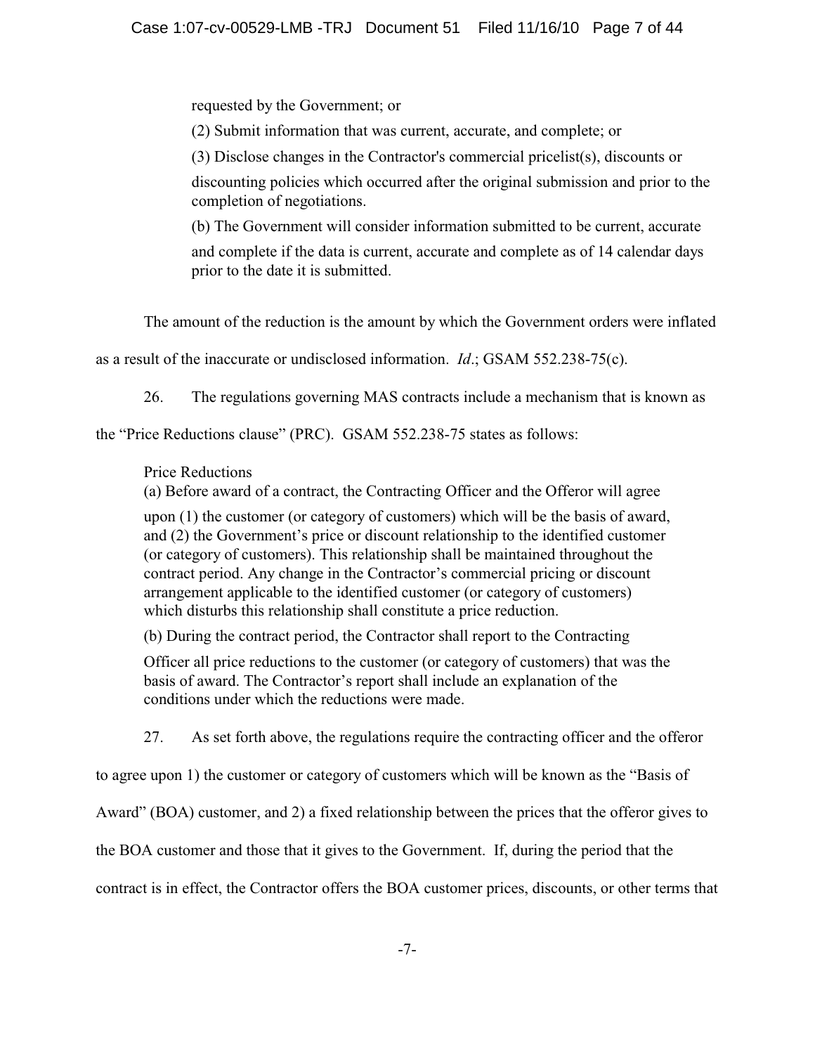> requested by the Government; or
>
> (2) Submit information that was current, accurate, and complete; or
>
> (3) Disclose changes in the Contractor's commercial pricelist(s), discounts or discounting policies which occurred after the original submission and prior to the completion of negotiations.
>
> (b) The Government will consider information submitted to be current, accurate and complete if the data is current, accurate and complete as of 14 calendar days prior to the date it is submitted.

The amount of the reduction is the amount by which the Government orders were inflated as a result of the inaccurate or undisclosed information. *Id*.; GSAM 552.238-75(c).

26. The regulations governing MAS contracts include a mechanism that is known as the "Price Reductions clause" (PRC). GSAM 552.238-75 states as follows:

> Price Reductions
>
> (a) Before award of a contract, the Contracting Officer and the Offeror will agree upon (1) the customer (or category of customers) which will be the basis of award, and (2) the Government's price or discount relationship to the identified customer (or category of customers). This relationship shall be maintained throughout the contract period. Any change in the Contractor's commercial pricing or discount arrangement applicable to the identified customer (or category of customers) which disturbs this relationship shall constitute a price reduction.
>
> (b) During the contract period, the Contractor shall report to the Contracting Officer all price reductions to the customer (or category of customers) that was the basis of award. The Contractor's report shall include an explanation of the conditions under which the reductions were made.

27. As set forth above, the regulations require the contracting officer and the offeror to agree upon 1) the customer or category of customers which will be known as the "Basis of Award" (BOA) customer, and 2) a fixed relationship between the prices that the offeror gives to the BOA customer and those that it gives to the Government. If, during the period that the contract is in effect, the Contractor offers the BOA customer prices, discounts, or other terms that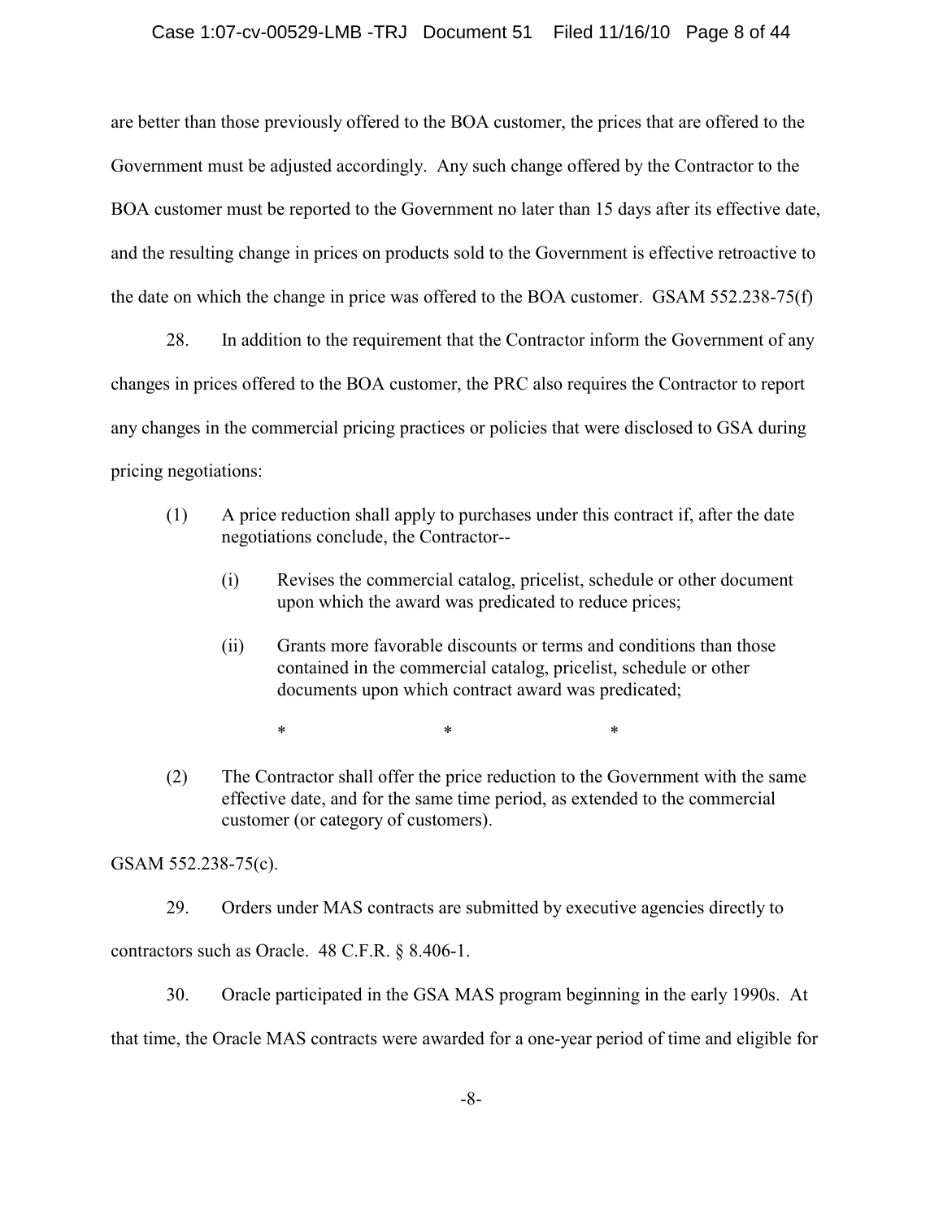are better than those previously offered to the BOA customer, the prices that are offered to the Government must be adjusted accordingly. Any such change offered by the Contractor to the BOA customer must be reported to the Government no later than 15 days after its effective date, and the resulting change in prices on products sold to the Government is effective retroactive to the date on which the change in price was offered to the BOA customer. GSAM 552.238-75(f)

28. In addition to the requirement that the Contractor inform the Government of any changes in prices offered to the BOA customer, the PRC also requires the Contractor to report any changes in the commercial pricing practices or policies that were disclosed to GSA during pricing negotiations:

> (1) A price reduction shall apply to purchases under this contract if, after the date negotiations conclude, the Contractor--
>
> > (i) Revises the commercial catalog, pricelist, schedule or other document upon which the award was predicated to reduce prices;
> >
> > (ii) Grants more favorable discounts or terms and conditions than those contained in the commercial catalog, pricelist, schedule or other documents upon which contract award was predicated;
> >
> > \*　　　　\*　　　　\*
>
> (2) The Contractor shall offer the price reduction to the Government with the same effective date, and for the same time period, as extended to the commercial customer (or category of customers).

GSAM 552.238-75(c).

29. Orders under MAS contracts are submitted by executive agencies directly to contractors such as Oracle. 48 C.F.R. § 8.406-1.

30. Oracle participated in the GSA MAS program beginning in the early 1990s. At that time, the Oracle MAS contracts were awarded for a one-year period of time and eligible for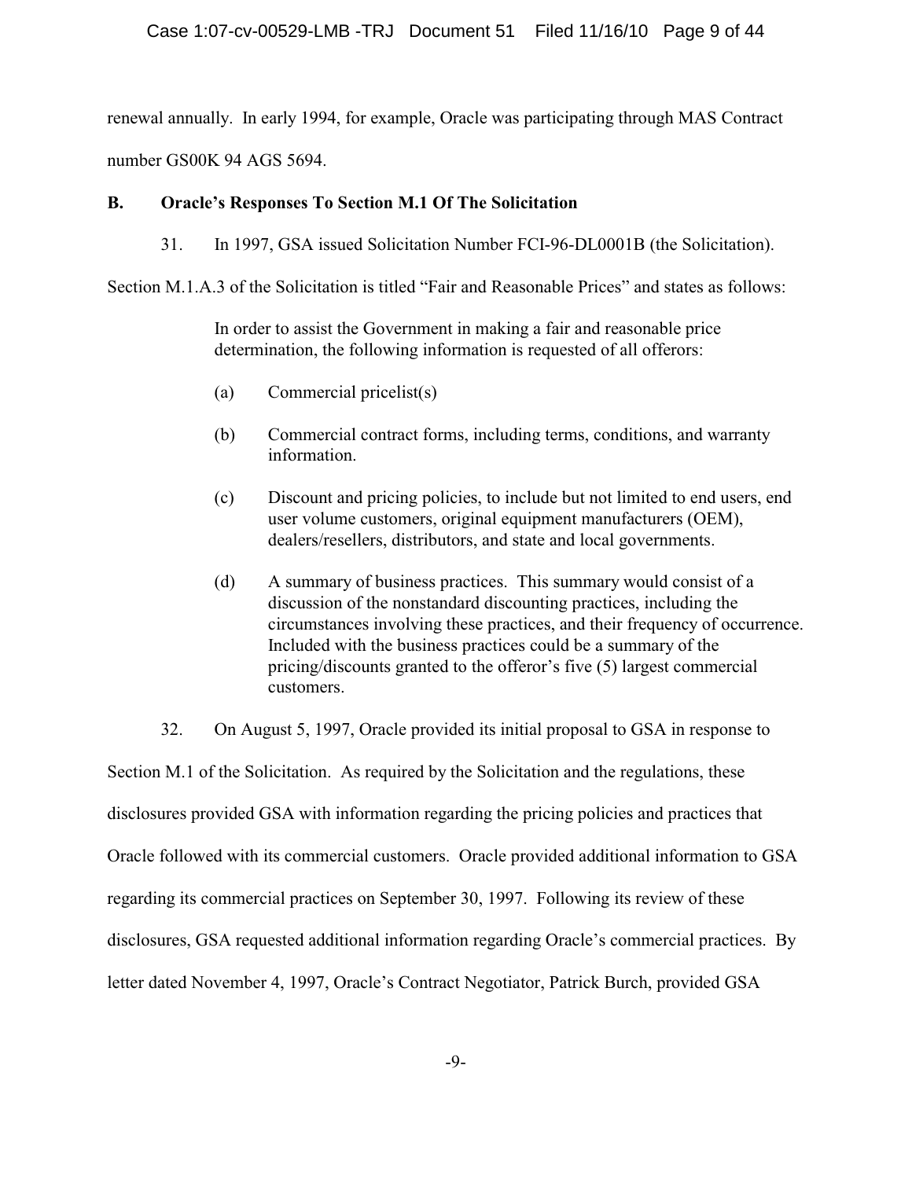renewal annually. In early 1994, for example, Oracle was participating through MAS Contract number GS00K 94 AGS 5694.

### B. Oracle's Responses To Section M.1 Of The Solicitation

31. In 1997, GSA issued Solicitation Number FCI-96-DL0001B (the Solicitation). Section M.1.A.3 of the Solicitation is titled "Fair and Reasonable Prices" and states as follows:

> In order to assist the Government in making a fair and reasonable price determination, the following information is requested of all offerors:
>
> (a) Commercial pricelist(s)
>
> (b) Commercial contract forms, including terms, conditions, and warranty information.
>
> (c) Discount and pricing policies, to include but not limited to end users, end user volume customers, original equipment manufacturers (OEM), dealers/resellers, distributors, and state and local governments.
>
> (d) A summary of business practices. This summary would consist of a discussion of the nonstandard discounting practices, including the circumstances involving these practices, and their frequency of occurrence. Included with the business practices could be a summary of the pricing/discounts granted to the offeror's five (5) largest commercial customers.

32. On August 5, 1997, Oracle provided its initial proposal to GSA in response to Section M.1 of the Solicitation. As required by the Solicitation and the regulations, these disclosures provided GSA with information regarding the pricing policies and practices that Oracle followed with its commercial customers. Oracle provided additional information to GSA regarding its commercial practices on September 30, 1997. Following its review of these disclosures, GSA requested additional information regarding Oracle's commercial practices. By letter dated November 4, 1997, Oracle's Contract Negotiator, Patrick Burch, provided GSA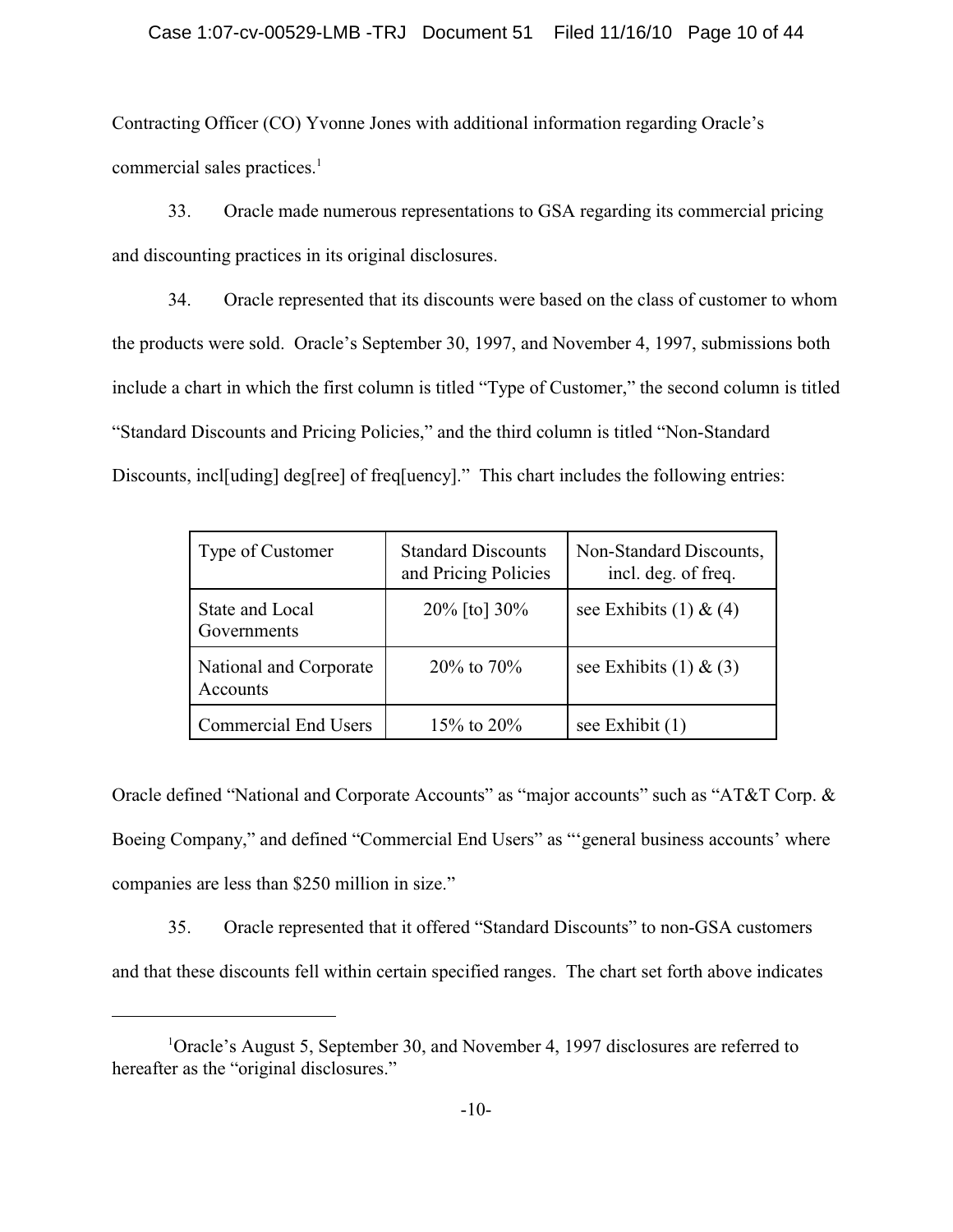Contracting Officer (CO) Yvonne Jones with additional information regarding Oracle's commercial sales practices.[1]

33. Oracle made numerous representations to GSA regarding its commercial pricing and discounting practices in its original disclosures.

34. Oracle represented that its discounts were based on the class of customer to whom the products were sold. Oracle's September 30, 1997, and November 4, 1997, submissions both include a chart in which the first column is titled "Type of Customer," the second column is titled "Standard Discounts and Pricing Policies," and the third column is titled "Non-Standard Discounts, incl[uding] deg[ree] of freq[uency]." This chart includes the following entries:

| Type of Customer | Standard Discounts and Pricing Policies | Non-Standard Discounts, incl. deg. of freq. |
|---|---|---|
| State and Local Governments | 20% [to] 30% | see Exhibits (1) & (4) |
| National and Corporate Accounts | 20% to 70% | see Exhibits (1) & (3) |
| Commercial End Users | 15% to 20% | see Exhibit (1) |

Oracle defined "National and Corporate Accounts" as "major accounts" such as "AT&T Corp. & Boeing Company," and defined "Commercial End Users" as "'general business accounts' where companies are less than $250 million in size."

35. Oracle represented that it offered "Standard Discounts" to non-GSA customers and that these discounts fell within certain specified ranges. The chart set forth above indicates

---

[1] Oracle's August 5, September 30, and November 4, 1997 disclosures are referred to hereafter as the "original disclosures."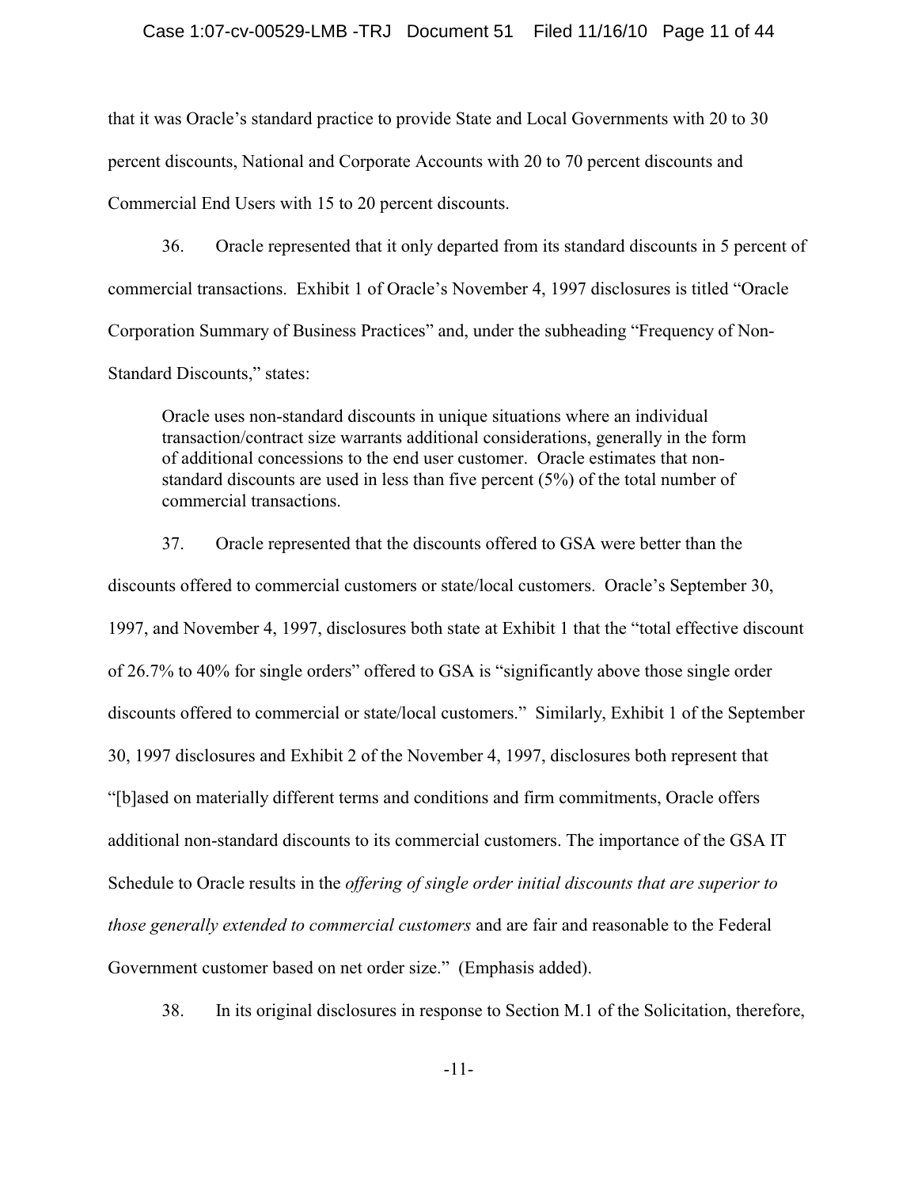that it was Oracle's standard practice to provide State and Local Governments with 20 to 30 percent discounts, National and Corporate Accounts with 20 to 70 percent discounts and Commercial End Users with 15 to 20 percent discounts.

36. Oracle represented that it only departed from its standard discounts in 5 percent of commercial transactions. Exhibit 1 of Oracle's November 4, 1997 disclosures is titled "Oracle Corporation Summary of Business Practices" and, under the subheading "Frequency of Non-Standard Discounts," states:

> Oracle uses non-standard discounts in unique situations where an individual transaction/contract size warrants additional considerations, generally in the form of additional concessions to the end user customer. Oracle estimates that non-standard discounts are used in less than five percent (5%) of the total number of commercial transactions.

37. Oracle represented that the discounts offered to GSA were better than the discounts offered to commercial customers or state/local customers. Oracle's September 30, 1997, and November 4, 1997, disclosures both state at Exhibit 1 that the "total effective discount of 26.7% to 40% for single orders" offered to GSA is "significantly above those single order discounts offered to commercial or state/local customers." Similarly, Exhibit 1 of the September 30, 1997 disclosures and Exhibit 2 of the November 4, 1997, disclosures both represent that "[b]ased on materially different terms and conditions and firm commitments, Oracle offers additional non-standard discounts to its commercial customers. The importance of the GSA IT Schedule to Oracle results in the *offering of single order initial discounts that are superior to those generally extended to commercial customers* and are fair and reasonable to the Federal Government customer based on net order size." (Emphasis added).

38. In its original disclosures in response to Section M.1 of the Solicitation, therefore,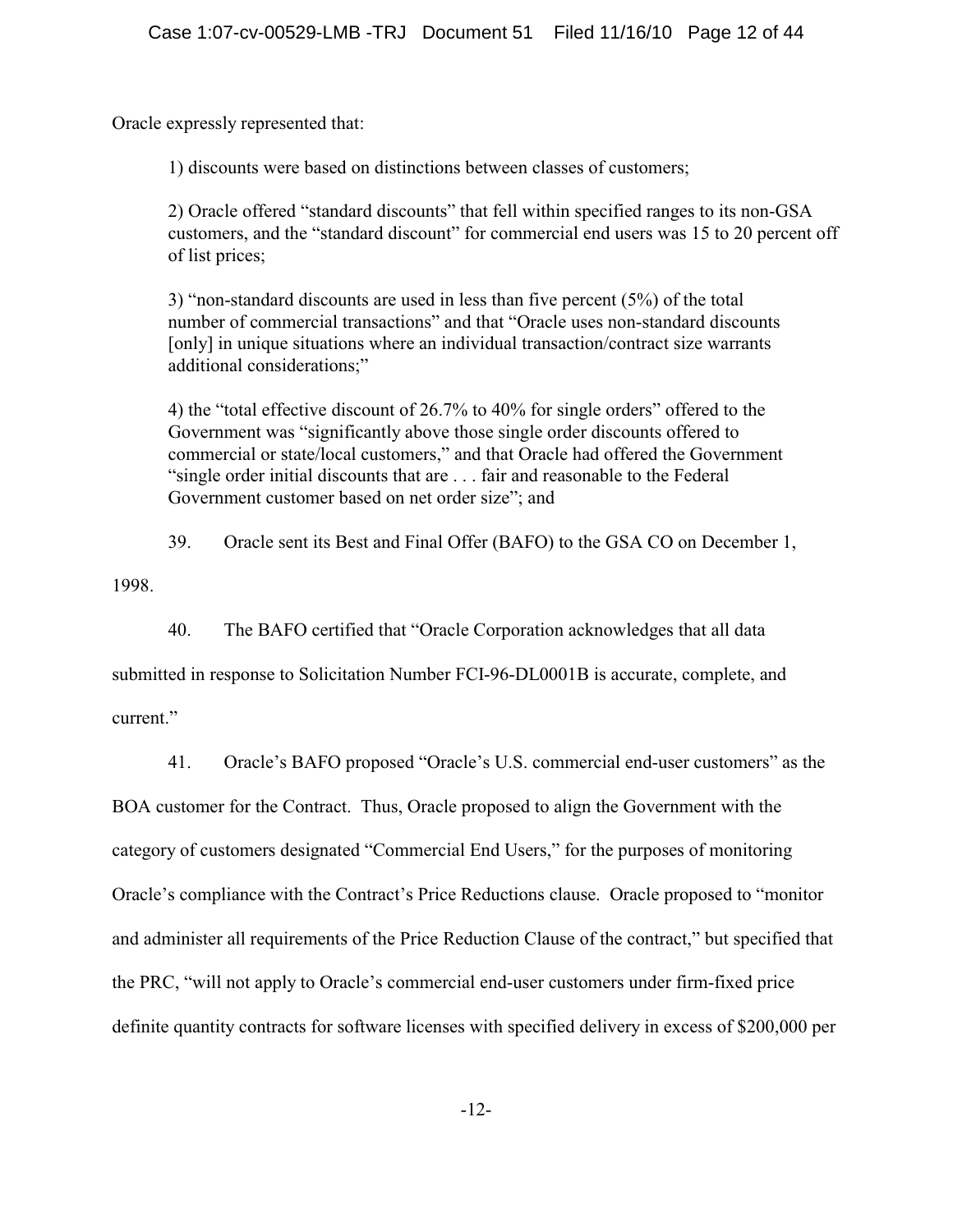Oracle expressly represented that:

> 1) discounts were based on distinctions between classes of customers;
>
> 2) Oracle offered "standard discounts" that fell within specified ranges to its non-GSA customers, and the "standard discount" for commercial end users was 15 to 20 percent off of list prices;
>
> 3) "non-standard discounts are used in less than five percent (5%) of the total number of commercial transactions" and that "Oracle uses non-standard discounts [only] in unique situations where an individual transaction/contract size warrants additional considerations;"
>
> 4) the "total effective discount of 26.7% to 40% for single orders" offered to the Government was "significantly above those single order discounts offered to commercial or state/local customers," and that Oracle had offered the Government "single order initial discounts that are . . . fair and reasonable to the Federal Government customer based on net order size"; and

39. Oracle sent its Best and Final Offer (BAFO) to the GSA CO on December 1, 1998.

40. The BAFO certified that "Oracle Corporation acknowledges that all data submitted in response to Solicitation Number FCI-96-DL0001B is accurate, complete, and current."

41. Oracle's BAFO proposed "Oracle's U.S. commercial end-user customers" as the BOA customer for the Contract. Thus, Oracle proposed to align the Government with the category of customers designated "Commercial End Users," for the purposes of monitoring Oracle's compliance with the Contract's Price Reductions clause. Oracle proposed to "monitor and administer all requirements of the Price Reduction Clause of the contract," but specified that the PRC, "will not apply to Oracle's commercial end-user customers under firm-fixed price definite quantity contracts for software licenses with specified delivery in excess of $200,000 per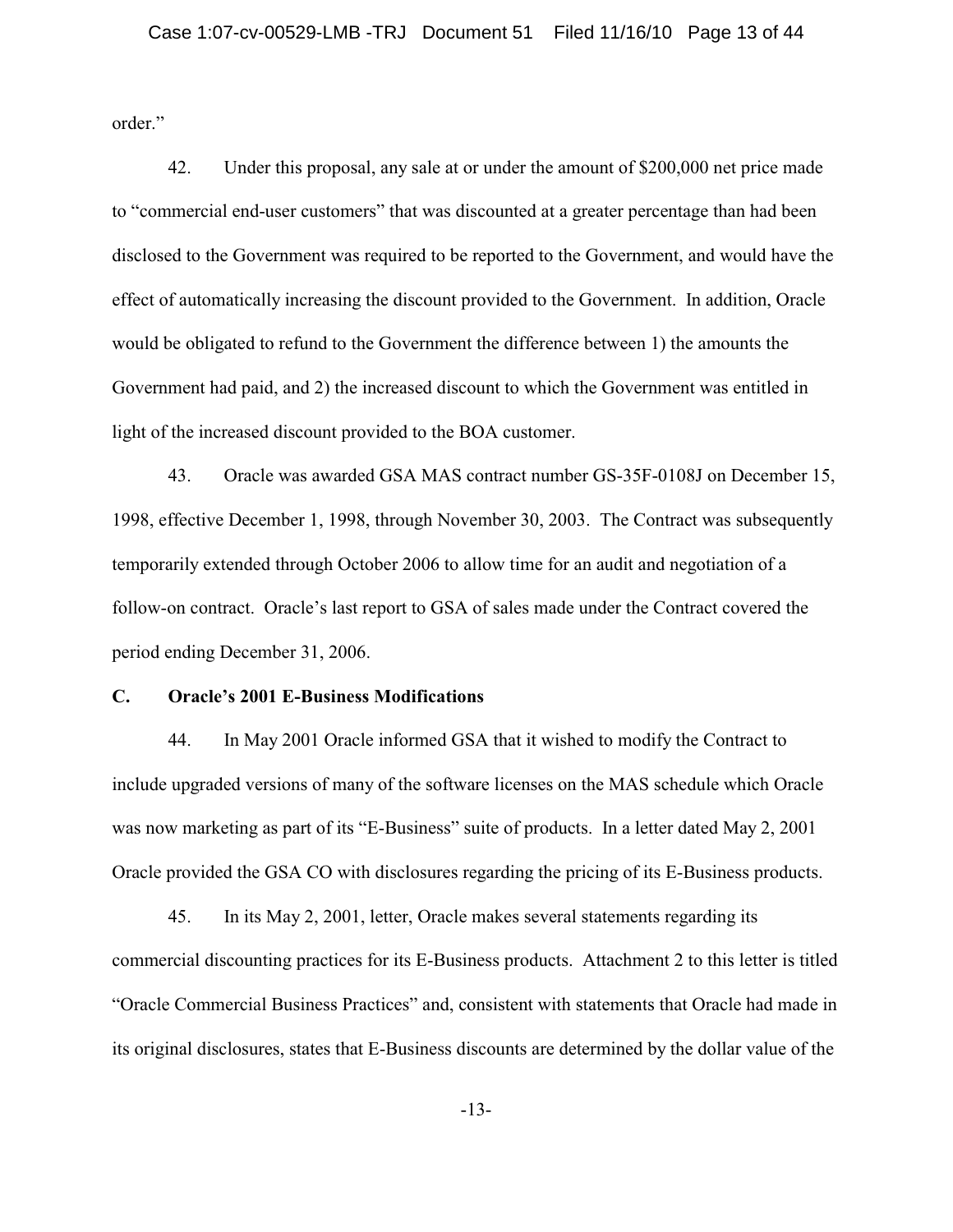order."

42. Under this proposal, any sale at or under the amount of $200,000 net price made to "commercial end-user customers" that was discounted at a greater percentage than had been disclosed to the Government was required to be reported to the Government, and would have the effect of automatically increasing the discount provided to the Government. In addition, Oracle would be obligated to refund to the Government the difference between 1) the amounts the Government had paid, and 2) the increased discount to which the Government was entitled in light of the increased discount provided to the BOA customer.

43. Oracle was awarded GSA MAS contract number GS-35F-0108J on December 15, 1998, effective December 1, 1998, through November 30, 2003. The Contract was subsequently temporarily extended through October 2006 to allow time for an audit and negotiation of a follow-on contract. Oracle's last report to GSA of sales made under the Contract covered the period ending December 31, 2006.

## C. Oracle's 2001 E-Business Modifications

44. In May 2001 Oracle informed GSA that it wished to modify the Contract to include upgraded versions of many of the software licenses on the MAS schedule which Oracle was now marketing as part of its "E-Business" suite of products. In a letter dated May 2, 2001 Oracle provided the GSA CO with disclosures regarding the pricing of its E-Business products.

45. In its May 2, 2001, letter, Oracle makes several statements regarding its commercial discounting practices for its E-Business products. Attachment 2 to this letter is titled "Oracle Commercial Business Practices" and, consistent with statements that Oracle had made in its original disclosures, states that E-Business discounts are determined by the dollar value of the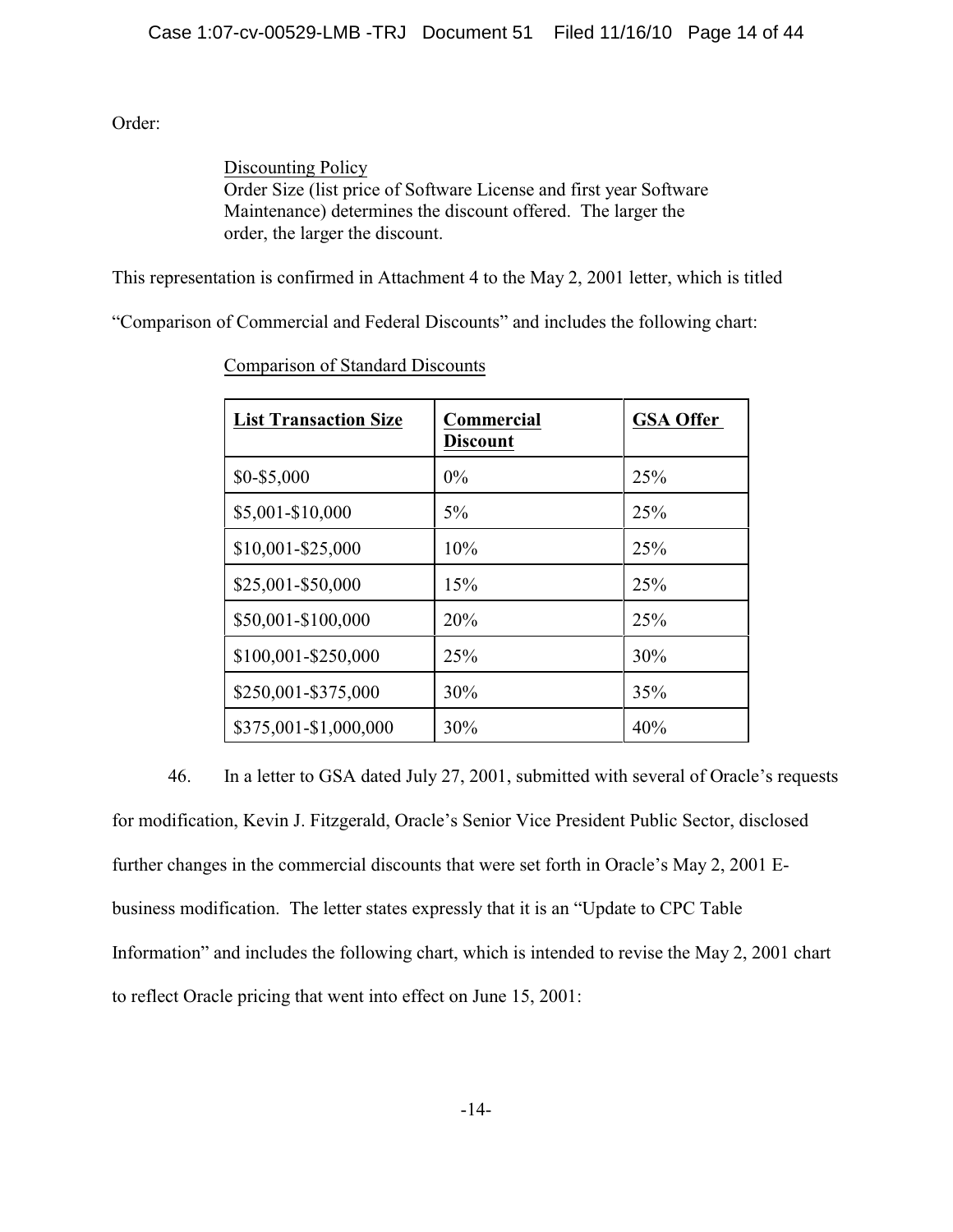Order:

> <u>Discounting Policy</u>
> Order Size (list price of Software License and first year Software Maintenance) determines the discount offered. The larger the order, the larger the discount.

This representation is confirmed in Attachment 4 to the May 2, 2001 letter, which is titled "Comparison of Commercial and Federal Discounts" and includes the following chart:

<u>Comparison of Standard Discounts</u>

| **List Transaction Size** | **Commercial Discount** | **GSA Offer** |
|---|---|---|
| $0-$5,000 | 0% | 25% |
| $5,001-$10,000 | 5% | 25% |
| $10,001-$25,000 | 10% | 25% |
| $25,001-$50,000 | 15% | 25% |
| $50,001-$100,000 | 20% | 25% |
| $100,001-$250,000 | 25% | 30% |
| $250,001-$375,000 | 30% | 35% |
| $375,001-$1,000,000 | 30% | 40% |

46. In a letter to GSA dated July 27, 2001, submitted with several of Oracle's requests for modification, Kevin J. Fitzgerald, Oracle's Senior Vice President Public Sector, disclosed further changes in the commercial discounts that were set forth in Oracle's May 2, 2001 E-business modification. The letter states expressly that it is an "Update to CPC Table Information" and includes the following chart, which is intended to revise the May 2, 2001 chart to reflect Oracle pricing that went into effect on June 15, 2001: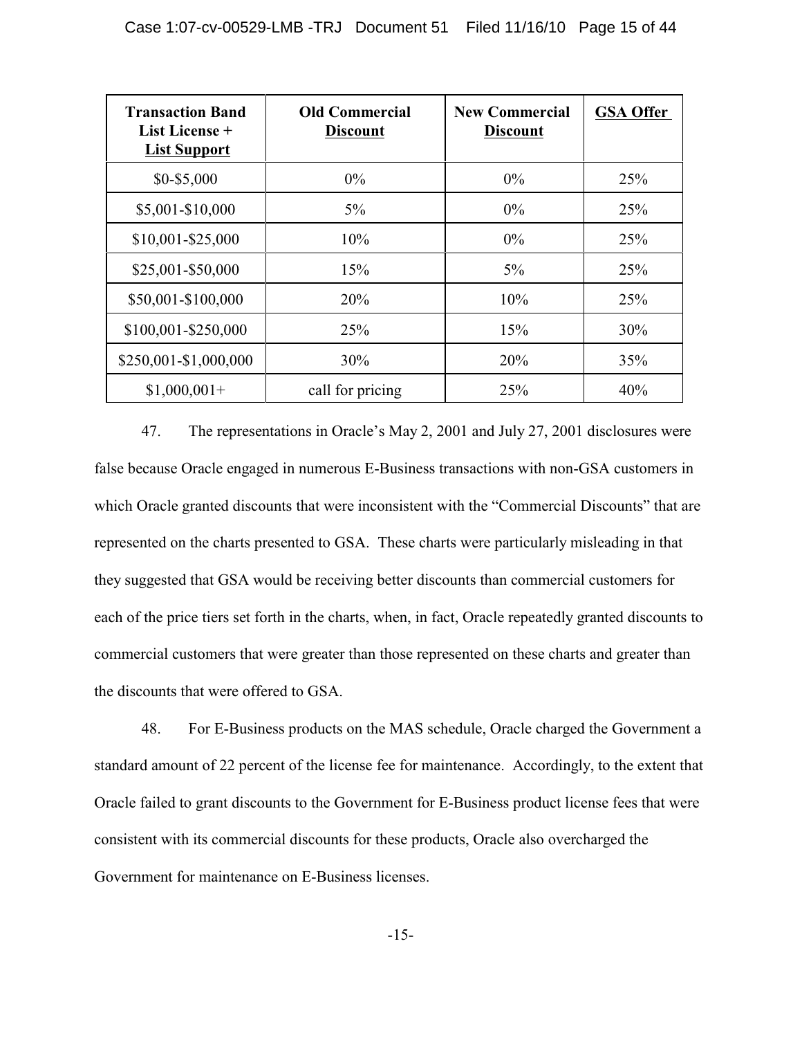| **Transaction Band List License + List Support** | **Old Commercial Discount** | **New Commercial Discount** | **GSA Offer** |
|---|---|---|---|
| $0-$5,000 | 0% | 0% | 25% |
| $5,001-$10,000 | 5% | 0% | 25% |
| $10,001-$25,000 | 10% | 0% | 25% |
| $25,001-$50,000 | 15% | 5% | 25% |
| $50,001-$100,000 | 20% | 10% | 25% |
| $100,001-$250,000 | 25% | 15% | 30% |
| $250,001-$1,000,000 | 30% | 20% | 35% |
| $1,000,001+ | call for pricing | 25% | 40% |

47. The representations in Oracle's May 2, 2001 and July 27, 2001 disclosures were false because Oracle engaged in numerous E-Business transactions with non-GSA customers in which Oracle granted discounts that were inconsistent with the "Commercial Discounts" that are represented on the charts presented to GSA. These charts were particularly misleading in that they suggested that GSA would be receiving better discounts than commercial customers for each of the price tiers set forth in the charts, when, in fact, Oracle repeatedly granted discounts to commercial customers that were greater than those represented on these charts and greater than the discounts that were offered to GSA.

48. For E-Business products on the MAS schedule, Oracle charged the Government a standard amount of 22 percent of the license fee for maintenance. Accordingly, to the extent that Oracle failed to grant discounts to the Government for E-Business product license fees that were consistent with its commercial discounts for these products, Oracle also overcharged the Government for maintenance on E-Business licenses.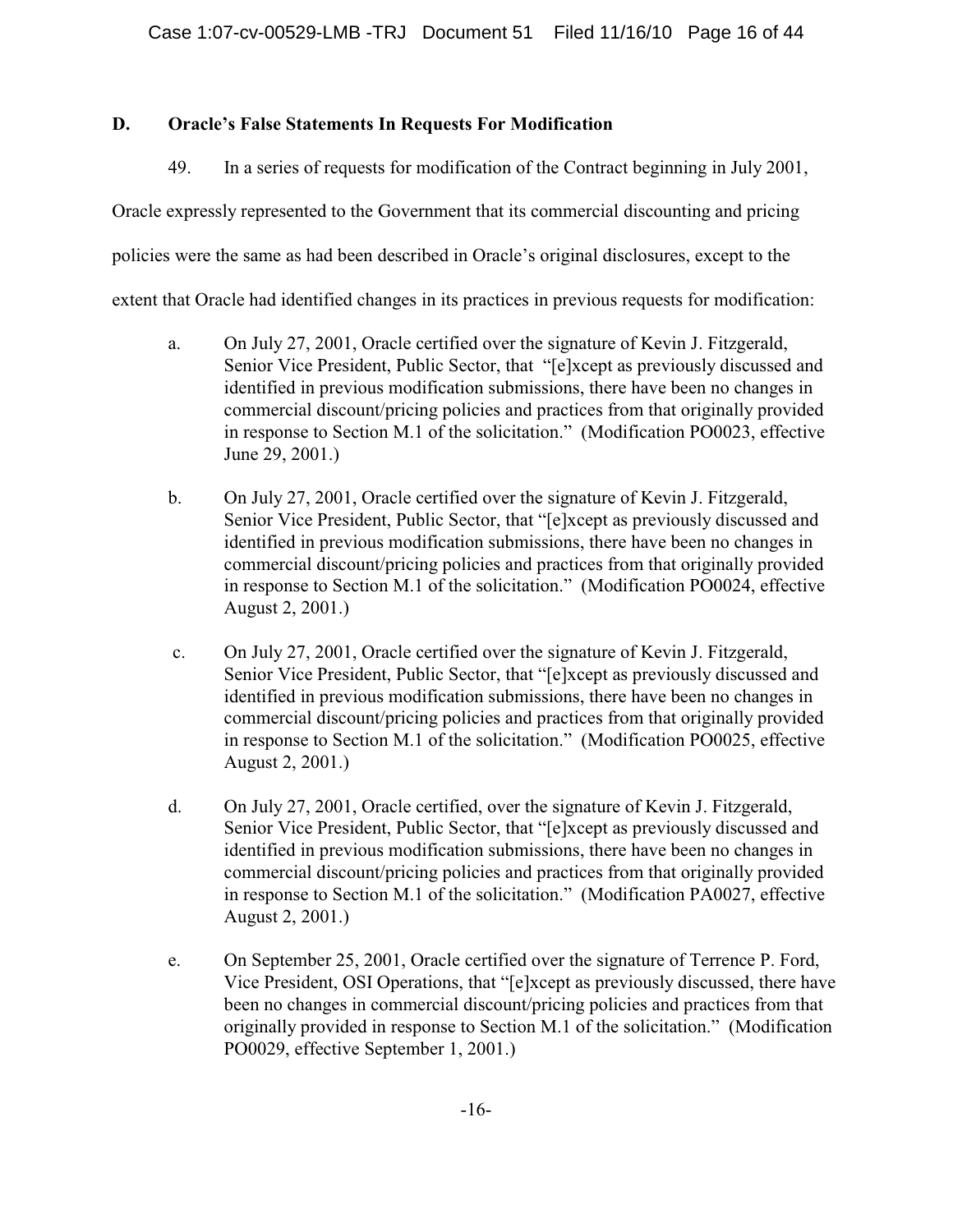### D. Oracle's False Statements In Requests For Modification

49. In a series of requests for modification of the Contract beginning in July 2001, Oracle expressly represented to the Government that its commercial discounting and pricing policies were the same as had been described in Oracle's original disclosures, except to the extent that Oracle had identified changes in its practices in previous requests for modification:

a. On July 27, 2001, Oracle certified over the signature of Kevin J. Fitzgerald, Senior Vice President, Public Sector, that "[e]xcept as previously discussed and identified in previous modification submissions, there have been no changes in commercial discount/pricing policies and practices from that originally provided in response to Section M.1 of the solicitation." (Modification PO0023, effective June 29, 2001.)

b. On July 27, 2001, Oracle certified over the signature of Kevin J. Fitzgerald, Senior Vice President, Public Sector, that "[e]xcept as previously discussed and identified in previous modification submissions, there have been no changes in commercial discount/pricing policies and practices from that originally provided in response to Section M.1 of the solicitation." (Modification PO0024, effective August 2, 2001.)

c. On July 27, 2001, Oracle certified over the signature of Kevin J. Fitzgerald, Senior Vice President, Public Sector, that "[e]xcept as previously discussed and identified in previous modification submissions, there have been no changes in commercial discount/pricing policies and practices from that originally provided in response to Section M.1 of the solicitation." (Modification PO0025, effective August 2, 2001.)

d. On July 27, 2001, Oracle certified, over the signature of Kevin J. Fitzgerald, Senior Vice President, Public Sector, that "[e]xcept as previously discussed and identified in previous modification submissions, there have been no changes in commercial discount/pricing policies and practices from that originally provided in response to Section M.1 of the solicitation." (Modification PA0027, effective August 2, 2001.)

e. On September 25, 2001, Oracle certified over the signature of Terrence P. Ford, Vice President, OSI Operations, that "[e]xcept as previously discussed, there have been no changes in commercial discount/pricing policies and practices from that originally provided in response to Section M.1 of the solicitation." (Modification PO0029, effective September 1, 2001.)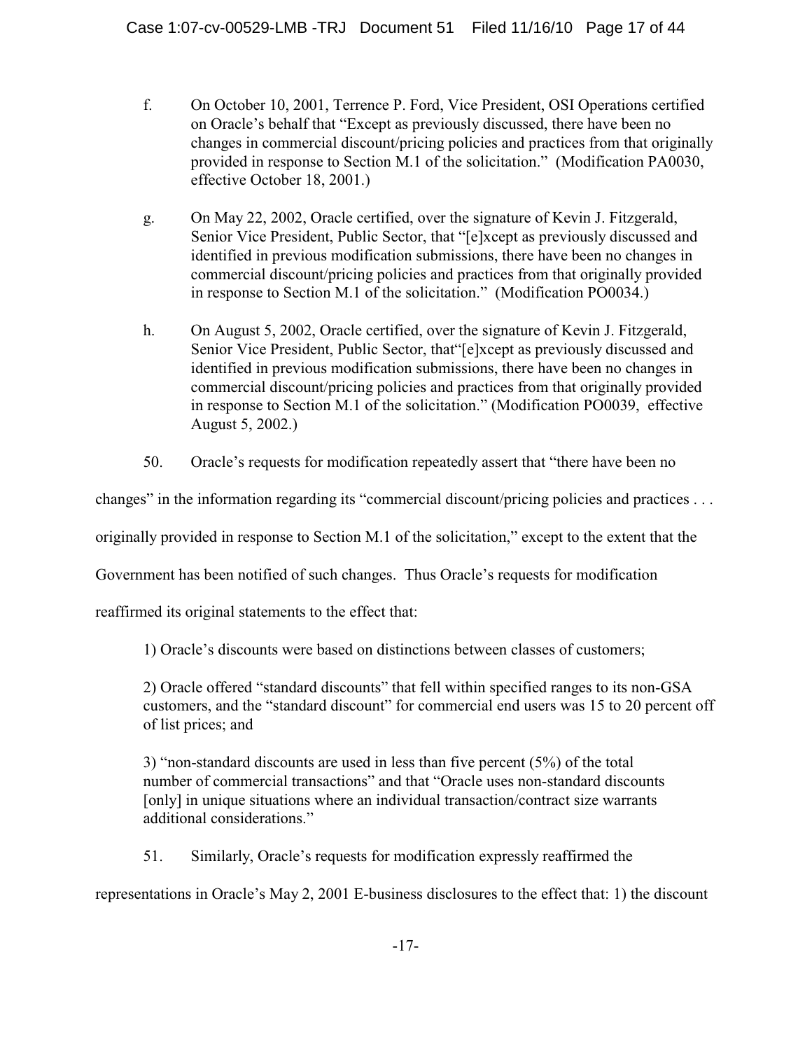f. On October 10, 2001, Terrence P. Ford, Vice President, OSI Operations certified on Oracle's behalf that "Except as previously discussed, there have been no changes in commercial discount/pricing policies and practices from that originally provided in response to Section M.1 of the solicitation." (Modification PA0030, effective October 18, 2001.)

g. On May 22, 2002, Oracle certified, over the signature of Kevin J. Fitzgerald, Senior Vice President, Public Sector, that "[e]xcept as previously discussed and identified in previous modification submissions, there have been no changes in commercial discount/pricing policies and practices from that originally provided in response to Section M.1 of the solicitation." (Modification PO0034.)

h. On August 5, 2002, Oracle certified, over the signature of Kevin J. Fitzgerald, Senior Vice President, Public Sector, that"[e]xcept as previously discussed and identified in previous modification submissions, there have been no changes in commercial discount/pricing policies and practices from that originally provided in response to Section M.1 of the solicitation." (Modification PO0039, effective August 5, 2002.)

50. Oracle's requests for modification repeatedly assert that "there have been no changes" in the information regarding its "commercial discount/pricing policies and practices . . . originally provided in response to Section M.1 of the solicitation," except to the extent that the Government has been notified of such changes. Thus Oracle's requests for modification reaffirmed its original statements to the effect that:

1) Oracle's discounts were based on distinctions between classes of customers;

2) Oracle offered "standard discounts" that fell within specified ranges to its non-GSA customers, and the "standard discount" for commercial end users was 15 to 20 percent off of list prices; and

3) "non-standard discounts are used in less than five percent (5%) of the total number of commercial transactions" and that "Oracle uses non-standard discounts [only] in unique situations where an individual transaction/contract size warrants additional considerations."

51. Similarly, Oracle's requests for modification expressly reaffirmed the representations in Oracle's May 2, 2001 E-business disclosures to the effect that: 1) the discount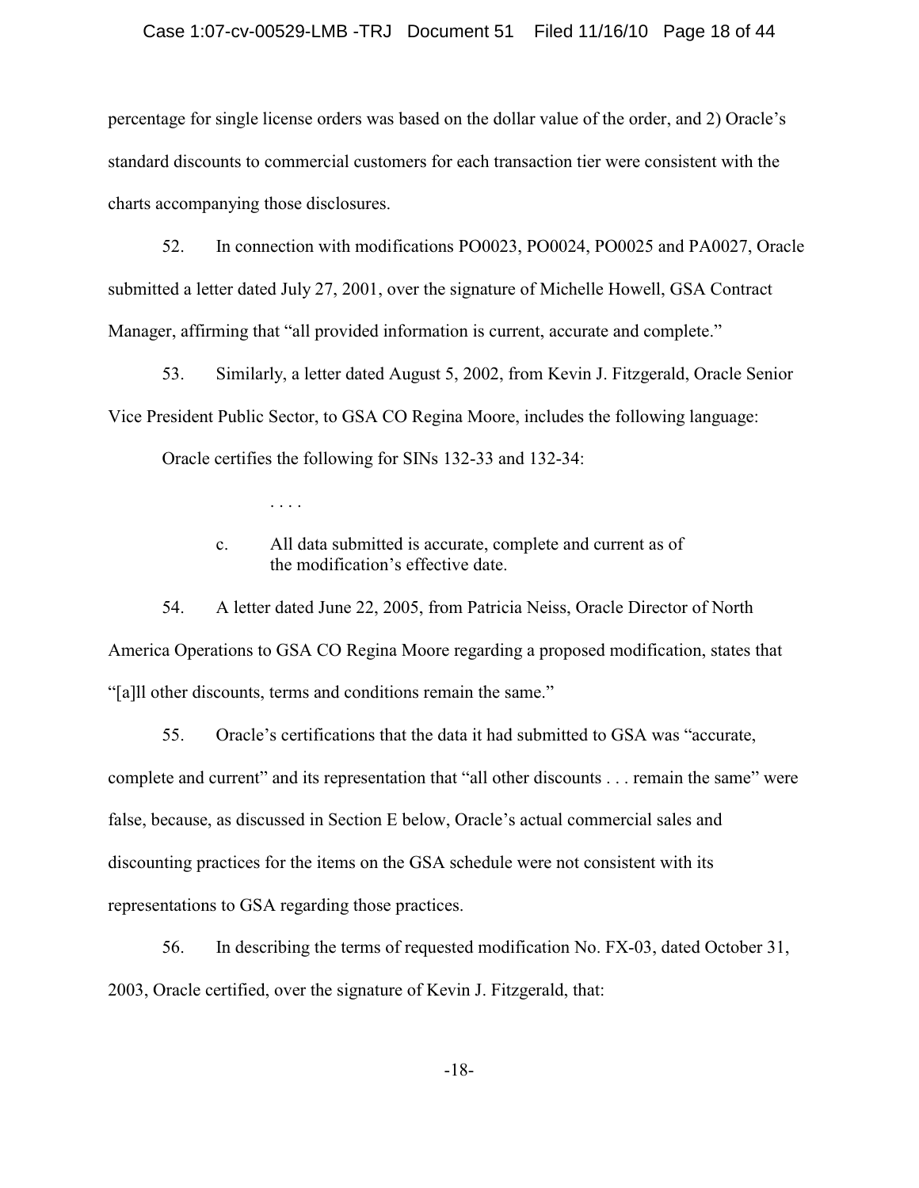percentage for single license orders was based on the dollar value of the order, and 2) Oracle's standard discounts to commercial customers for each transaction tier were consistent with the charts accompanying those disclosures.

52. In connection with modifications PO0023, PO0024, PO0025 and PA0027, Oracle submitted a letter dated July 27, 2001, over the signature of Michelle Howell, GSA Contract Manager, affirming that "all provided information is current, accurate and complete."

53. Similarly, a letter dated August 5, 2002, from Kevin J. Fitzgerald, Oracle Senior Vice President Public Sector, to GSA CO Regina Moore, includes the following language:

> Oracle certifies the following for SINs 132-33 and 132-34:
>
> . . . .
>
> c. All data submitted is accurate, complete and current as of the modification's effective date.

54. A letter dated June 22, 2005, from Patricia Neiss, Oracle Director of North America Operations to GSA CO Regina Moore regarding a proposed modification, states that "[a]ll other discounts, terms and conditions remain the same."

55. Oracle's certifications that the data it had submitted to GSA was "accurate, complete and current" and its representation that "all other discounts . . . remain the same" were false, because, as discussed in Section E below, Oracle's actual commercial sales and discounting practices for the items on the GSA schedule were not consistent with its representations to GSA regarding those practices.

56. In describing the terms of requested modification No. FX-03, dated October 31, 2003, Oracle certified, over the signature of Kevin J. Fitzgerald, that: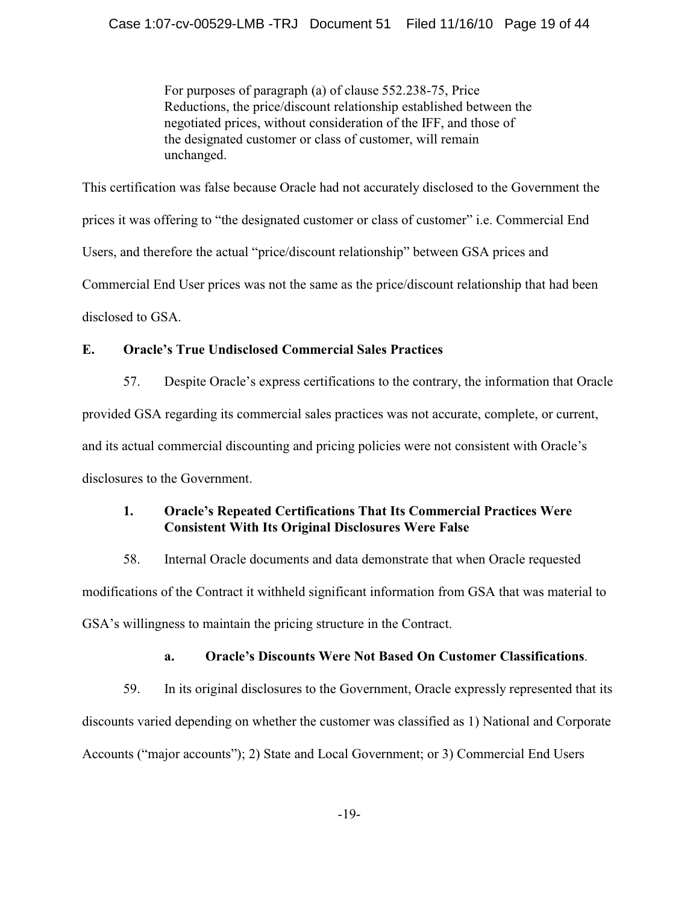> For purposes of paragraph (a) of clause 552.238-75, Price Reductions, the price/discount relationship established between the negotiated prices, without consideration of the IFF, and those of the designated customer or class of customer, will remain unchanged.

This certification was false because Oracle had not accurately disclosed to the Government the prices it was offering to "the designated customer or class of customer" i.e. Commercial End Users, and therefore the actual "price/discount relationship" between GSA prices and Commercial End User prices was not the same as the price/discount relationship that had been disclosed to GSA.

### E. Oracle's True Undisclosed Commercial Sales Practices

57. Despite Oracle's express certifications to the contrary, the information that Oracle provided GSA regarding its commercial sales practices was not accurate, complete, or current, and its actual commercial discounting and pricing policies were not consistent with Oracle's disclosures to the Government.

#### 1. Oracle's Repeated Certifications That Its Commercial Practices Were Consistent With Its Original Disclosures Were False

58. Internal Oracle documents and data demonstrate that when Oracle requested modifications of the Contract it withheld significant information from GSA that was material to GSA's willingness to maintain the pricing structure in the Contract.

##### a. Oracle's Discounts Were Not Based On Customer Classifications.

59. In its original disclosures to the Government, Oracle expressly represented that its discounts varied depending on whether the customer was classified as 1) National and Corporate Accounts ("major accounts"); 2) State and Local Government; or 3) Commercial End Users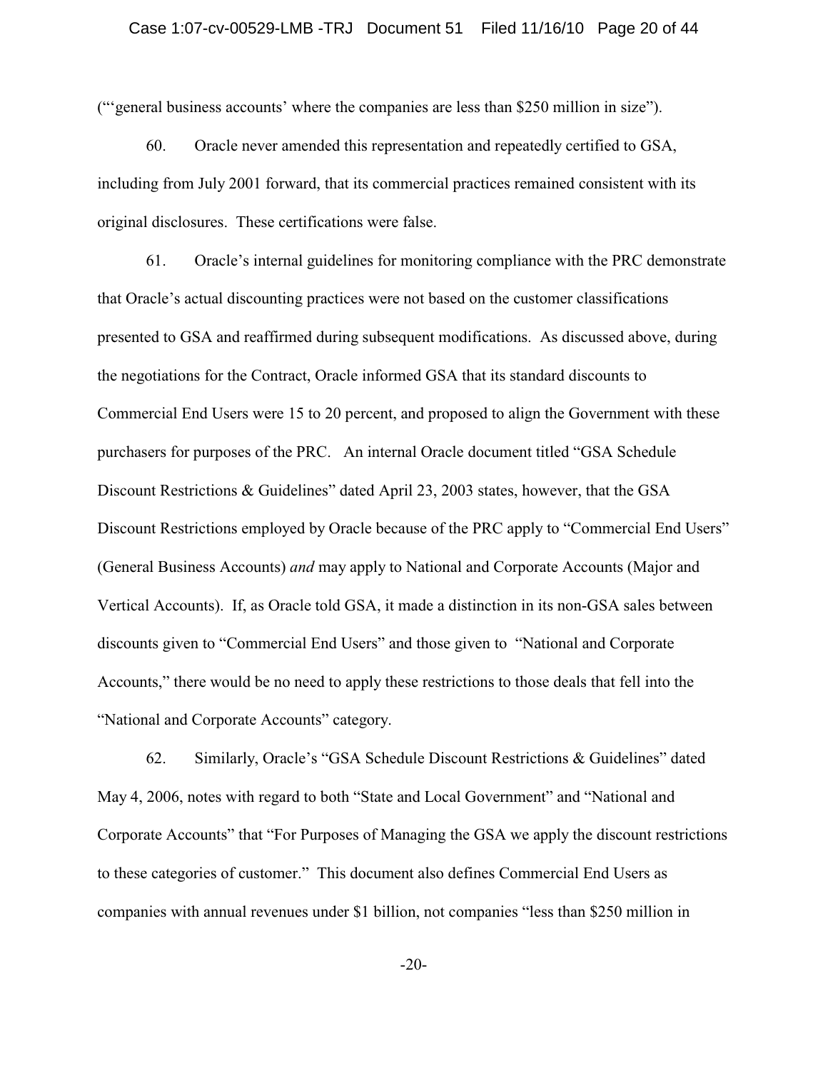("'general business accounts' where the companies are less than $250 million in size").

60. Oracle never amended this representation and repeatedly certified to GSA, including from July 2001 forward, that its commercial practices remained consistent with its original disclosures. These certifications were false.

61. Oracle's internal guidelines for monitoring compliance with the PRC demonstrate that Oracle's actual discounting practices were not based on the customer classifications presented to GSA and reaffirmed during subsequent modifications. As discussed above, during the negotiations for the Contract, Oracle informed GSA that its standard discounts to Commercial End Users were 15 to 20 percent, and proposed to align the Government with these purchasers for purposes of the PRC. An internal Oracle document titled "GSA Schedule Discount Restrictions & Guidelines" dated April 23, 2003 states, however, that the GSA Discount Restrictions employed by Oracle because of the PRC apply to "Commercial End Users" (General Business Accounts) *and* may apply to National and Corporate Accounts (Major and Vertical Accounts). If, as Oracle told GSA, it made a distinction in its non-GSA sales between discounts given to "Commercial End Users" and those given to "National and Corporate Accounts," there would be no need to apply these restrictions to those deals that fell into the "National and Corporate Accounts" category.

62. Similarly, Oracle's "GSA Schedule Discount Restrictions & Guidelines" dated May 4, 2006, notes with regard to both "State and Local Government" and "National and Corporate Accounts" that "For Purposes of Managing the GSA we apply the discount restrictions to these categories of customer." This document also defines Commercial End Users as companies with annual revenues under $1 billion, not companies "less than $250 million in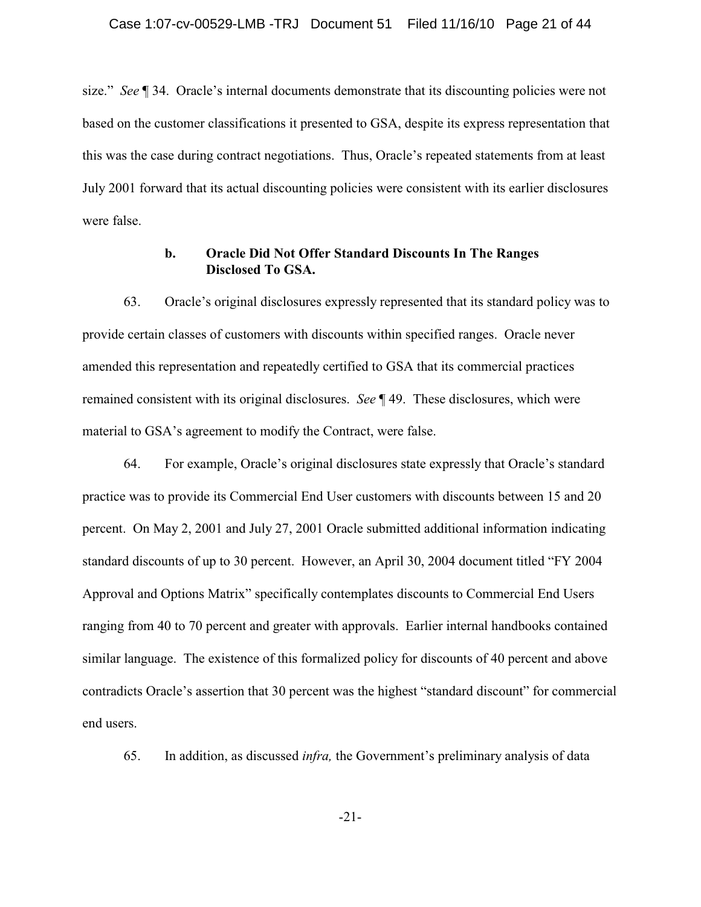size." *See* ¶ 34. Oracle's internal documents demonstrate that its discounting policies were not based on the customer classifications it presented to GSA, despite its express representation that this was the case during contract negotiations. Thus, Oracle's repeated statements from at least July 2001 forward that its actual discounting policies were consistent with its earlier disclosures were false.

#### b. Oracle Did Not Offer Standard Discounts In The Ranges Disclosed To GSA.

63. Oracle's original disclosures expressly represented that its standard policy was to provide certain classes of customers with discounts within specified ranges. Oracle never amended this representation and repeatedly certified to GSA that its commercial practices remained consistent with its original disclosures. *See* ¶ 49. These disclosures, which were material to GSA's agreement to modify the Contract, were false.

64. For example, Oracle's original disclosures state expressly that Oracle's standard practice was to provide its Commercial End User customers with discounts between 15 and 20 percent. On May 2, 2001 and July 27, 2001 Oracle submitted additional information indicating standard discounts of up to 30 percent. However, an April 30, 2004 document titled "FY 2004 Approval and Options Matrix" specifically contemplates discounts to Commercial End Users ranging from 40 to 70 percent and greater with approvals. Earlier internal handbooks contained similar language. The existence of this formalized policy for discounts of 40 percent and above contradicts Oracle's assertion that 30 percent was the highest "standard discount" for commercial end users.

65. In addition, as discussed *infra,* the Government's preliminary analysis of data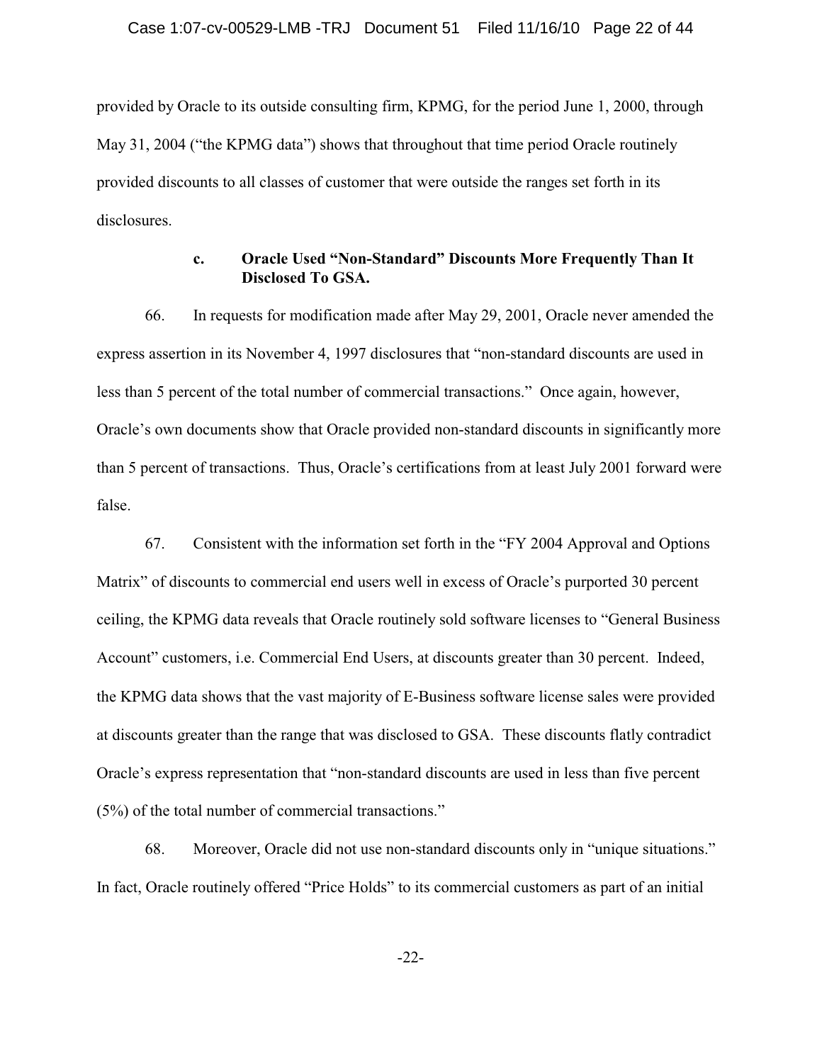provided by Oracle to its outside consulting firm, KPMG, for the period June 1, 2000, through May 31, 2004 ("the KPMG data") shows that throughout that time period Oracle routinely provided discounts to all classes of customer that were outside the ranges set forth in its disclosures.

### c. Oracle Used "Non-Standard" Discounts More Frequently Than It Disclosed To GSA.

66. In requests for modification made after May 29, 2001, Oracle never amended the express assertion in its November 4, 1997 disclosures that "non-standard discounts are used in less than 5 percent of the total number of commercial transactions." Once again, however, Oracle's own documents show that Oracle provided non-standard discounts in significantly more than 5 percent of transactions. Thus, Oracle's certifications from at least July 2001 forward were false.

67. Consistent with the information set forth in the "FY 2004 Approval and Options Matrix" of discounts to commercial end users well in excess of Oracle's purported 30 percent ceiling, the KPMG data reveals that Oracle routinely sold software licenses to "General Business Account" customers, i.e. Commercial End Users, at discounts greater than 30 percent. Indeed, the KPMG data shows that the vast majority of E-Business software license sales were provided at discounts greater than the range that was disclosed to GSA. These discounts flatly contradict Oracle's express representation that "non-standard discounts are used in less than five percent (5%) of the total number of commercial transactions."

68. Moreover, Oracle did not use non-standard discounts only in "unique situations." In fact, Oracle routinely offered "Price Holds" to its commercial customers as part of an initial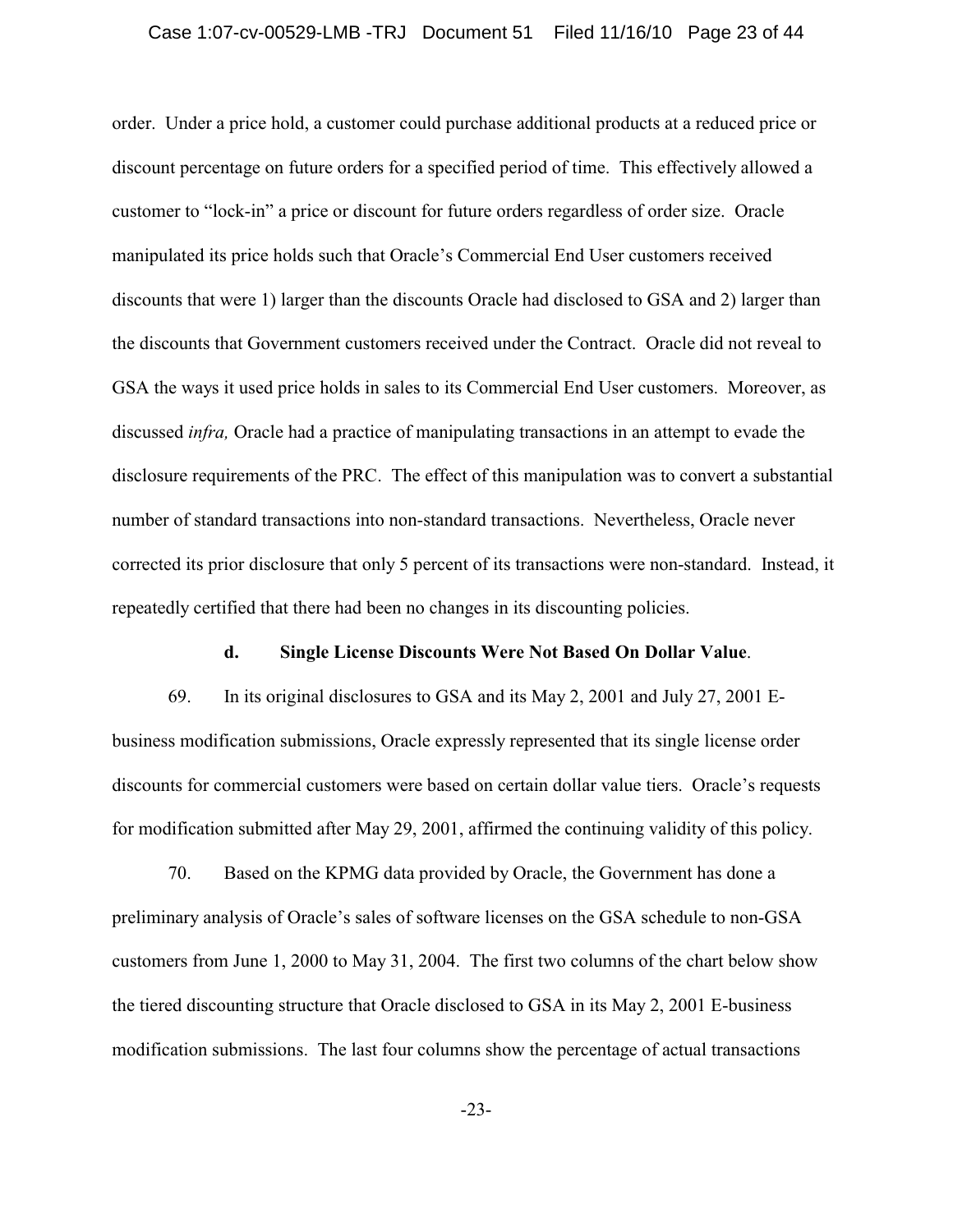order. Under a price hold, a customer could purchase additional products at a reduced price or discount percentage on future orders for a specified period of time. This effectively allowed a customer to "lock-in" a price or discount for future orders regardless of order size. Oracle manipulated its price holds such that Oracle's Commercial End User customers received discounts that were 1) larger than the discounts Oracle had disclosed to GSA and 2) larger than the discounts that Government customers received under the Contract. Oracle did not reveal to GSA the ways it used price holds in sales to its Commercial End User customers. Moreover, as discussed *infra,* Oracle had a practice of manipulating transactions in an attempt to evade the disclosure requirements of the PRC. The effect of this manipulation was to convert a substantial number of standard transactions into non-standard transactions. Nevertheless, Oracle never corrected its prior disclosure that only 5 percent of its transactions were non-standard. Instead, it repeatedly certified that there had been no changes in its discounting policies.

**d. Single License Discounts Were Not Based On Dollar Value**.

69. In its original disclosures to GSA and its May 2, 2001 and July 27, 2001 E-business modification submissions, Oracle expressly represented that its single license order discounts for commercial customers were based on certain dollar value tiers. Oracle's requests for modification submitted after May 29, 2001, affirmed the continuing validity of this policy.

70. Based on the KPMG data provided by Oracle, the Government has done a preliminary analysis of Oracle's sales of software licenses on the GSA schedule to non-GSA customers from June 1, 2000 to May 31, 2004. The first two columns of the chart below show the tiered discounting structure that Oracle disclosed to GSA in its May 2, 2001 E-business modification submissions. The last four columns show the percentage of actual transactions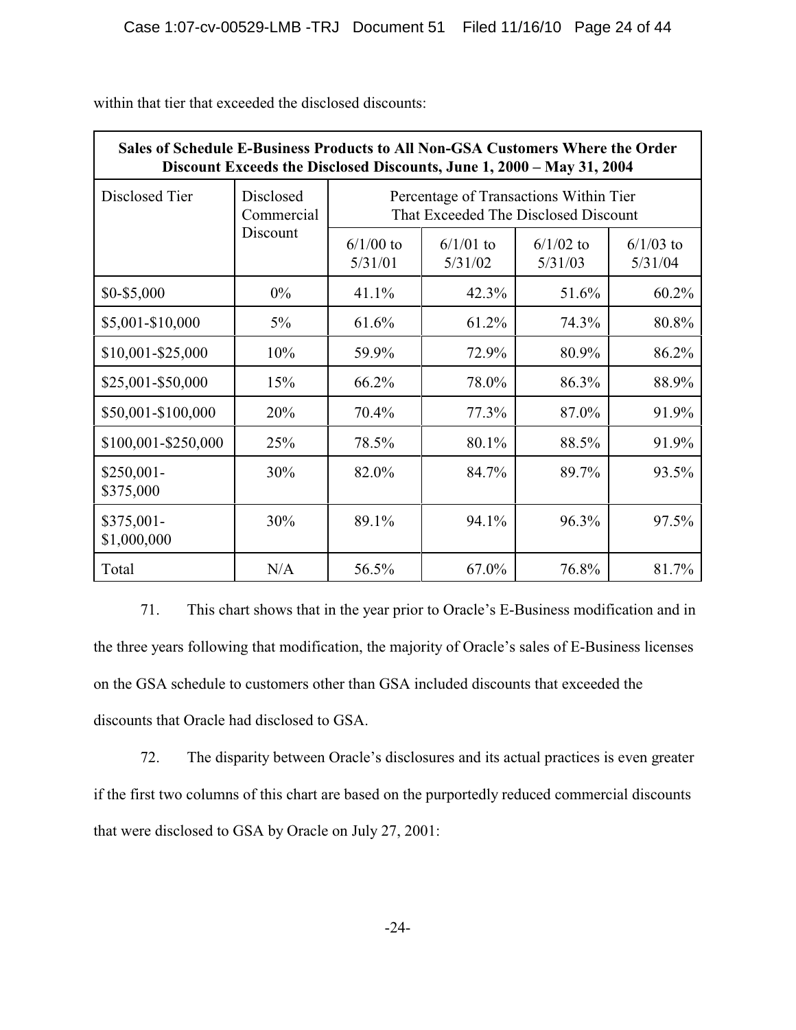within that tier that exceeded the disclosed discounts:

| Sales of Schedule E-Business Products to All Non-GSA Customers Where the Order Discount Exceeds the Disclosed Discounts, June 1, 2000 – May 31, 2004 | | | | | |
|---|---|---|---|---|---|
| Disclosed Tier | Disclosed Commercial Discount | Percentage of Transactions Within Tier That Exceeded The Disclosed Discount | | | |
| | | 6/1/00 to 5/31/01 | 6/1/01 to 5/31/02 | 6/1/02 to 5/31/03 | 6/1/03 to 5/31/04 |
| $0-$5,000 | 0% | 41.1% | 42.3% | 51.6% | 60.2% |
| $5,001-$10,000 | 5% | 61.6% | 61.2% | 74.3% | 80.8% |
| $10,001-$25,000 | 10% | 59.9% | 72.9% | 80.9% | 86.2% |
| $25,001-$50,000 | 15% | 66.2% | 78.0% | 86.3% | 88.9% |
| $50,001-$100,000 | 20% | 70.4% | 77.3% | 87.0% | 91.9% |
| $100,001-$250,000 | 25% | 78.5% | 80.1% | 88.5% | 91.9% |
| $250,001-$375,000 | 30% | 82.0% | 84.7% | 89.7% | 93.5% |
| $375,001-$1,000,000 | 30% | 89.1% | 94.1% | 96.3% | 97.5% |
| Total | N/A | 56.5% | 67.0% | 76.8% | 81.7% |

71. This chart shows that in the year prior to Oracle's E-Business modification and in the three years following that modification, the majority of Oracle's sales of E-Business licenses on the GSA schedule to customers other than GSA included discounts that exceeded the discounts that Oracle had disclosed to GSA.

72. The disparity between Oracle's disclosures and its actual practices is even greater if the first two columns of this chart are based on the purportedly reduced commercial discounts that were disclosed to GSA by Oracle on July 27, 2001: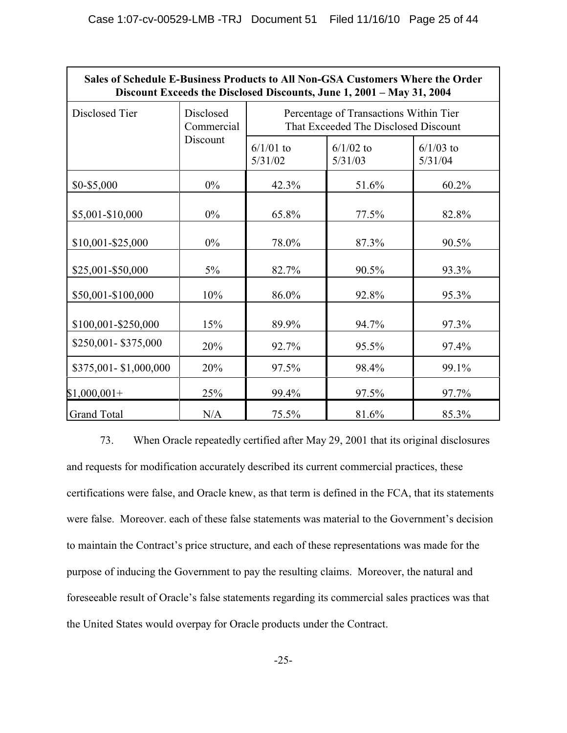| Sales of Schedule E-Business Products to All Non-GSA Customers Where the Order Discount Exceeds the Disclosed Discounts, June 1, 2001 – May 31, 2004 | | | | |
|---|---|---|---|---|
| Disclosed Tier | Disclosed Commercial Discount | Percentage of Transactions Within Tier That Exceeded The Disclosed Discount | | |
| | | 6/1/01 to 5/31/02 | 6/1/02 to 5/31/03 | 6/1/03 to 5/31/04 |
| $0-$5,000 | 0% | 42.3% | 51.6% | 60.2% |
| $5,001-$10,000 | 0% | 65.8% | 77.5% | 82.8% |
| $10,001-$25,000 | 0% | 78.0% | 87.3% | 90.5% |
| $25,001-$50,000 | 5% | 82.7% | 90.5% | 93.3% |
| $50,001-$100,000 | 10% | 86.0% | 92.8% | 95.3% |
| $100,001-$250,000 | 15% | 89.9% | 94.7% | 97.3% |
| $250,001- $375,000 | 20% | 92.7% | 95.5% | 97.4% |
| $375,001- $1,000,000 | 20% | 97.5% | 98.4% | 99.1% |
| $1,000,001+ | 25% | 99.4% | 97.5% | 97.7% |
| Grand Total | N/A | 75.5% | 81.6% | 85.3% |

73. When Oracle repeatedly certified after May 29, 2001 that its original disclosures and requests for modification accurately described its current commercial practices, these certifications were false, and Oracle knew, as that term is defined in the FCA, that its statements were false. Moreover. each of these false statements was material to the Government's decision to maintain the Contract's price structure, and each of these representations was made for the purpose of inducing the Government to pay the resulting claims. Moreover, the natural and foreseeable result of Oracle's false statements regarding its commercial sales practices was that the United States would overpay for Oracle products under the Contract.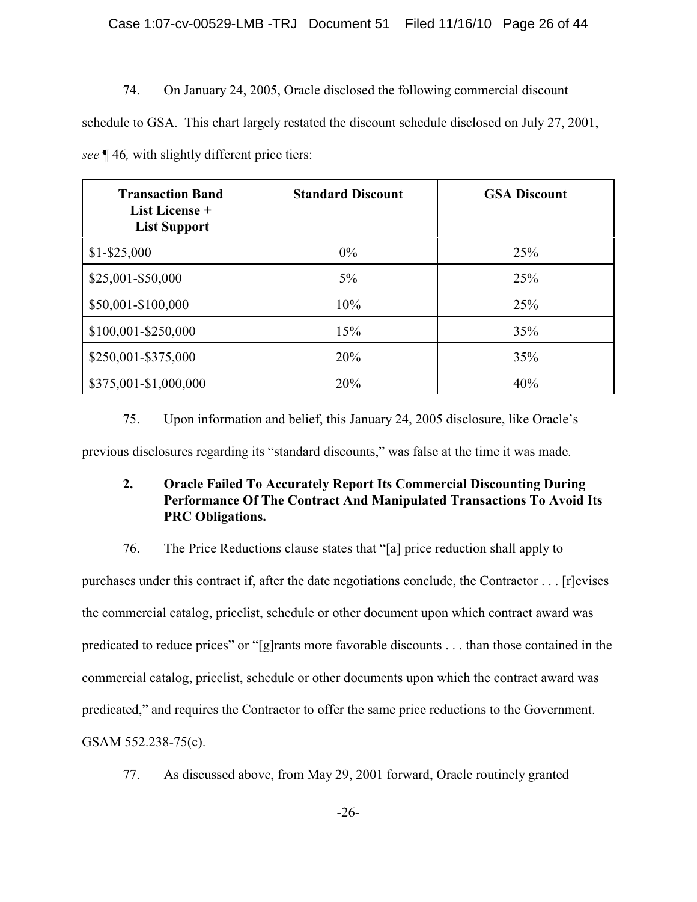74. On January 24, 2005, Oracle disclosed the following commercial discount schedule to GSA. This chart largely restated the discount schedule disclosed on July 27, 2001, *see* ¶ 46*,* with slightly different price tiers:

| **Transaction Band List License + List Support** | **Standard Discount** | **GSA Discount** |
|---|---|---|
| $1-$25,000 | 0% | 25% |
| $25,001-$50,000 | 5% | 25% |
| $50,001-$100,000 | 10% | 25% |
| $100,001-$250,000 | 15% | 35% |
| $250,001-$375,000 | 20% | 35% |
| $375,001-$1,000,000 | 20% | 40% |

75. Upon information and belief, this January 24, 2005 disclosure, like Oracle's previous disclosures regarding its "standard discounts," was false at the time it was made.

### 2. Oracle Failed To Accurately Report Its Commercial Discounting During Performance Of The Contract And Manipulated Transactions To Avoid Its PRC Obligations.

76. The Price Reductions clause states that "[a] price reduction shall apply to purchases under this contract if, after the date negotiations conclude, the Contractor . . . [r]evises the commercial catalog, pricelist, schedule or other document upon which contract award was predicated to reduce prices" or "[g]rants more favorable discounts . . . than those contained in the commercial catalog, pricelist, schedule or other documents upon which the contract award was predicated," and requires the Contractor to offer the same price reductions to the Government. GSAM 552.238-75(c).

77. As discussed above, from May 29, 2001 forward, Oracle routinely granted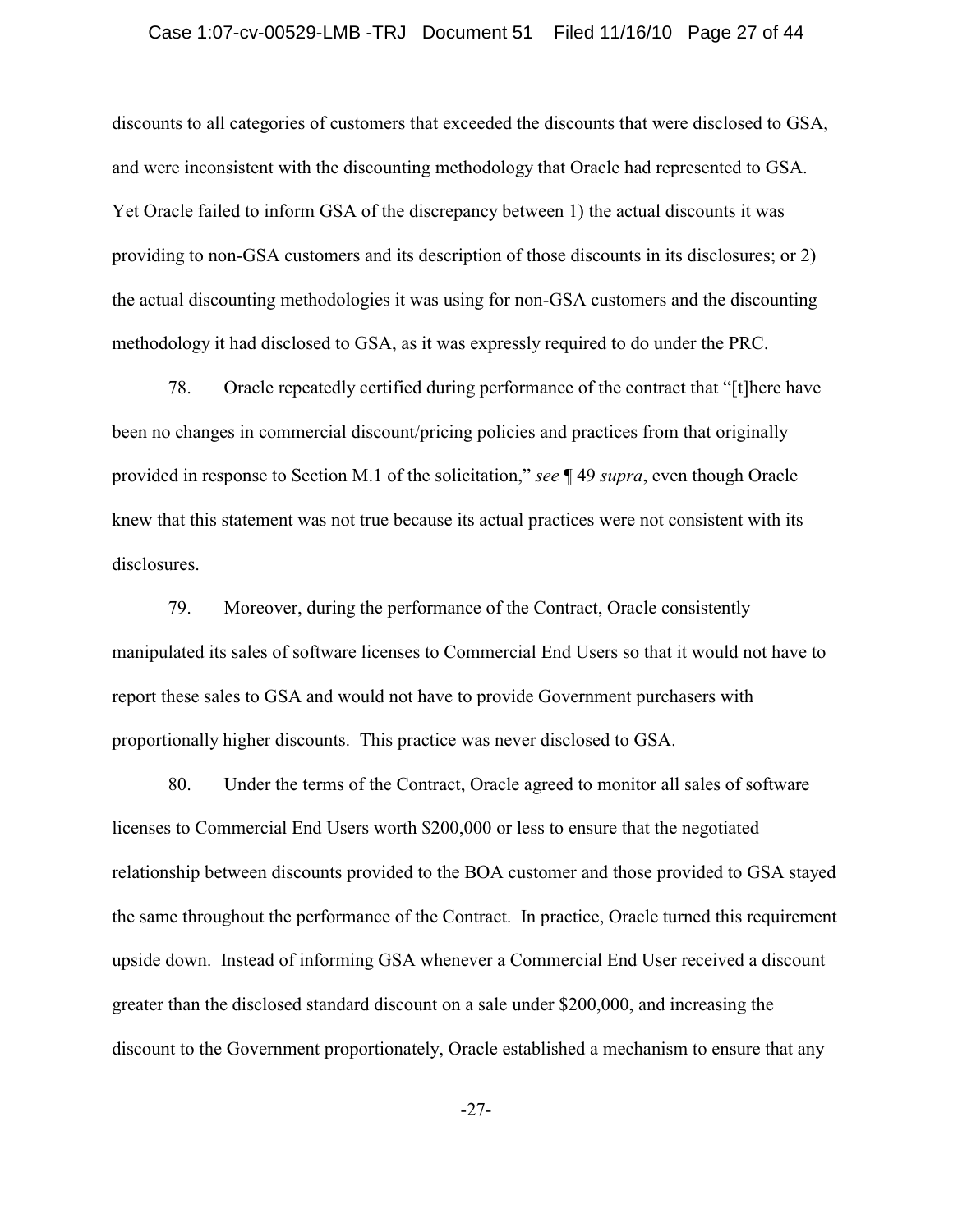discounts to all categories of customers that exceeded the discounts that were disclosed to GSA, and were inconsistent with the discounting methodology that Oracle had represented to GSA. Yet Oracle failed to inform GSA of the discrepancy between 1) the actual discounts it was providing to non-GSA customers and its description of those discounts in its disclosures; or 2) the actual discounting methodologies it was using for non-GSA customers and the discounting methodology it had disclosed to GSA, as it was expressly required to do under the PRC.

78. Oracle repeatedly certified during performance of the contract that "[t]here have been no changes in commercial discount/pricing policies and practices from that originally provided in response to Section M.1 of the solicitation," *see* ¶ 49 *supra*, even though Oracle knew that this statement was not true because its actual practices were not consistent with its disclosures.

79. Moreover, during the performance of the Contract, Oracle consistently manipulated its sales of software licenses to Commercial End Users so that it would not have to report these sales to GSA and would not have to provide Government purchasers with proportionally higher discounts. This practice was never disclosed to GSA.

80. Under the terms of the Contract, Oracle agreed to monitor all sales of software licenses to Commercial End Users worth $200,000 or less to ensure that the negotiated relationship between discounts provided to the BOA customer and those provided to GSA stayed the same throughout the performance of the Contract. In practice, Oracle turned this requirement upside down. Instead of informing GSA whenever a Commercial End User received a discount greater than the disclosed standard discount on a sale under $200,000, and increasing the discount to the Government proportionately, Oracle established a mechanism to ensure that any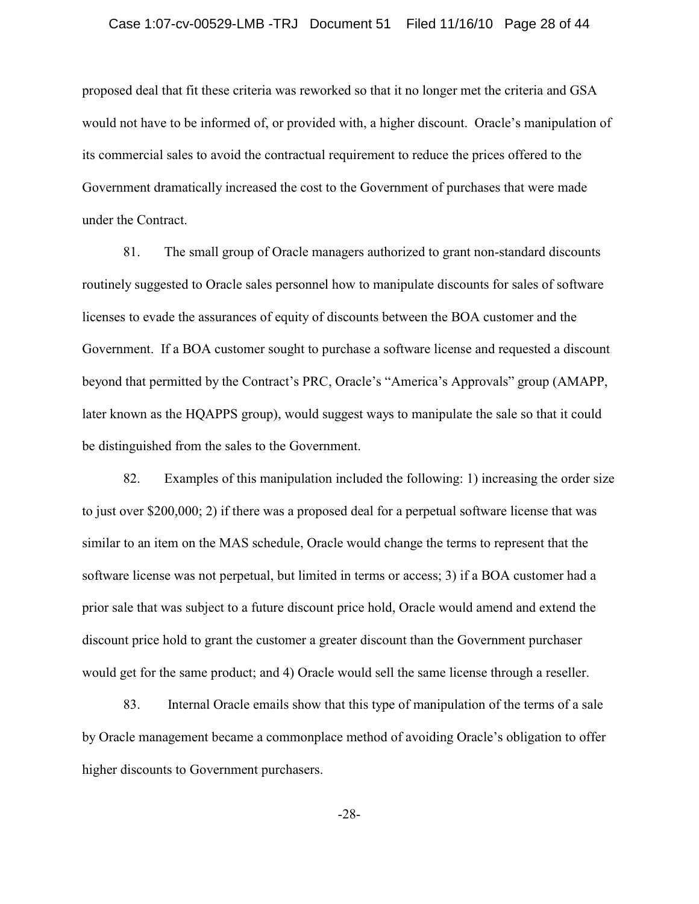proposed deal that fit these criteria was reworked so that it no longer met the criteria and GSA would not have to be informed of, or provided with, a higher discount. Oracle's manipulation of its commercial sales to avoid the contractual requirement to reduce the prices offered to the Government dramatically increased the cost to the Government of purchases that were made under the Contract.

81. The small group of Oracle managers authorized to grant non-standard discounts routinely suggested to Oracle sales personnel how to manipulate discounts for sales of software licenses to evade the assurances of equity of discounts between the BOA customer and the Government. If a BOA customer sought to purchase a software license and requested a discount beyond that permitted by the Contract's PRC, Oracle's "America's Approvals" group (AMAPP, later known as the HQAPPS group), would suggest ways to manipulate the sale so that it could be distinguished from the sales to the Government.

82. Examples of this manipulation included the following: 1) increasing the order size to just over $200,000; 2) if there was a proposed deal for a perpetual software license that was similar to an item on the MAS schedule, Oracle would change the terms to represent that the software license was not perpetual, but limited in terms or access; 3) if a BOA customer had a prior sale that was subject to a future discount price hold, Oracle would amend and extend the discount price hold to grant the customer a greater discount than the Government purchaser would get for the same product; and 4) Oracle would sell the same license through a reseller.

83. Internal Oracle emails show that this type of manipulation of the terms of a sale by Oracle management became a commonplace method of avoiding Oracle's obligation to offer higher discounts to Government purchasers.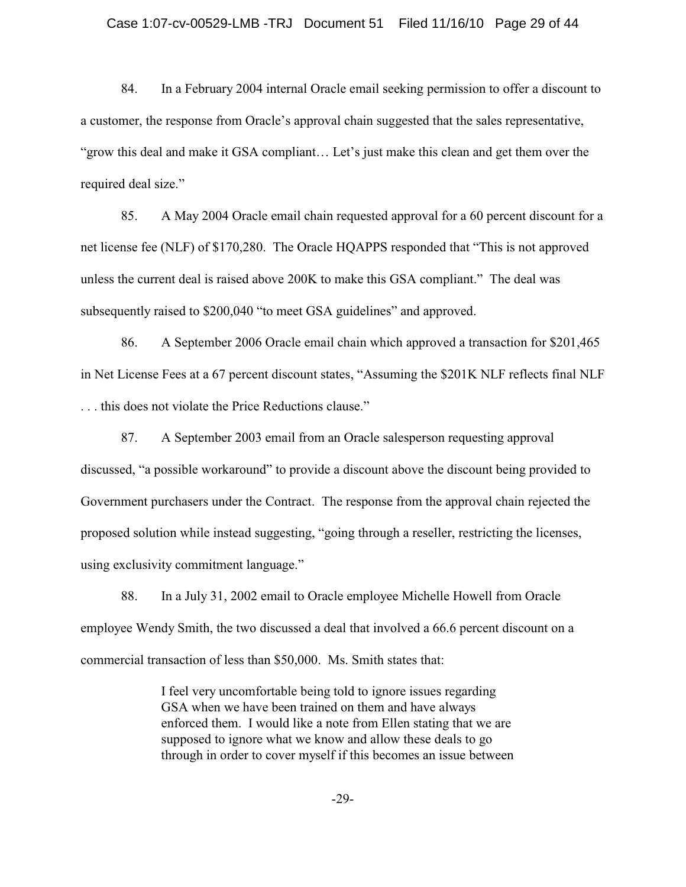84. In a February 2004 internal Oracle email seeking permission to offer a discount to a customer, the response from Oracle's approval chain suggested that the sales representative, "grow this deal and make it GSA compliant… Let's just make this clean and get them over the required deal size."

85. A May 2004 Oracle email chain requested approval for a 60 percent discount for a net license fee (NLF) of $170,280. The Oracle HQAPPS responded that "This is not approved unless the current deal is raised above 200K to make this GSA compliant." The deal was subsequently raised to $200,040 "to meet GSA guidelines" and approved.

86. A September 2006 Oracle email chain which approved a transaction for $201,465 in Net License Fees at a 67 percent discount states, "Assuming the $201K NLF reflects final NLF . . . this does not violate the Price Reductions clause."

87. A September 2003 email from an Oracle salesperson requesting approval discussed, "a possible workaround" to provide a discount above the discount being provided to Government purchasers under the Contract. The response from the approval chain rejected the proposed solution while instead suggesting, "going through a reseller, restricting the licenses, using exclusivity commitment language."

88. In a July 31, 2002 email to Oracle employee Michelle Howell from Oracle employee Wendy Smith, the two discussed a deal that involved a 66.6 percent discount on a commercial transaction of less than $50,000. Ms. Smith states that:

> I feel very uncomfortable being told to ignore issues regarding GSA when we have been trained on them and have always enforced them. I would like a note from Ellen stating that we are supposed to ignore what we know and allow these deals to go through in order to cover myself if this becomes an issue between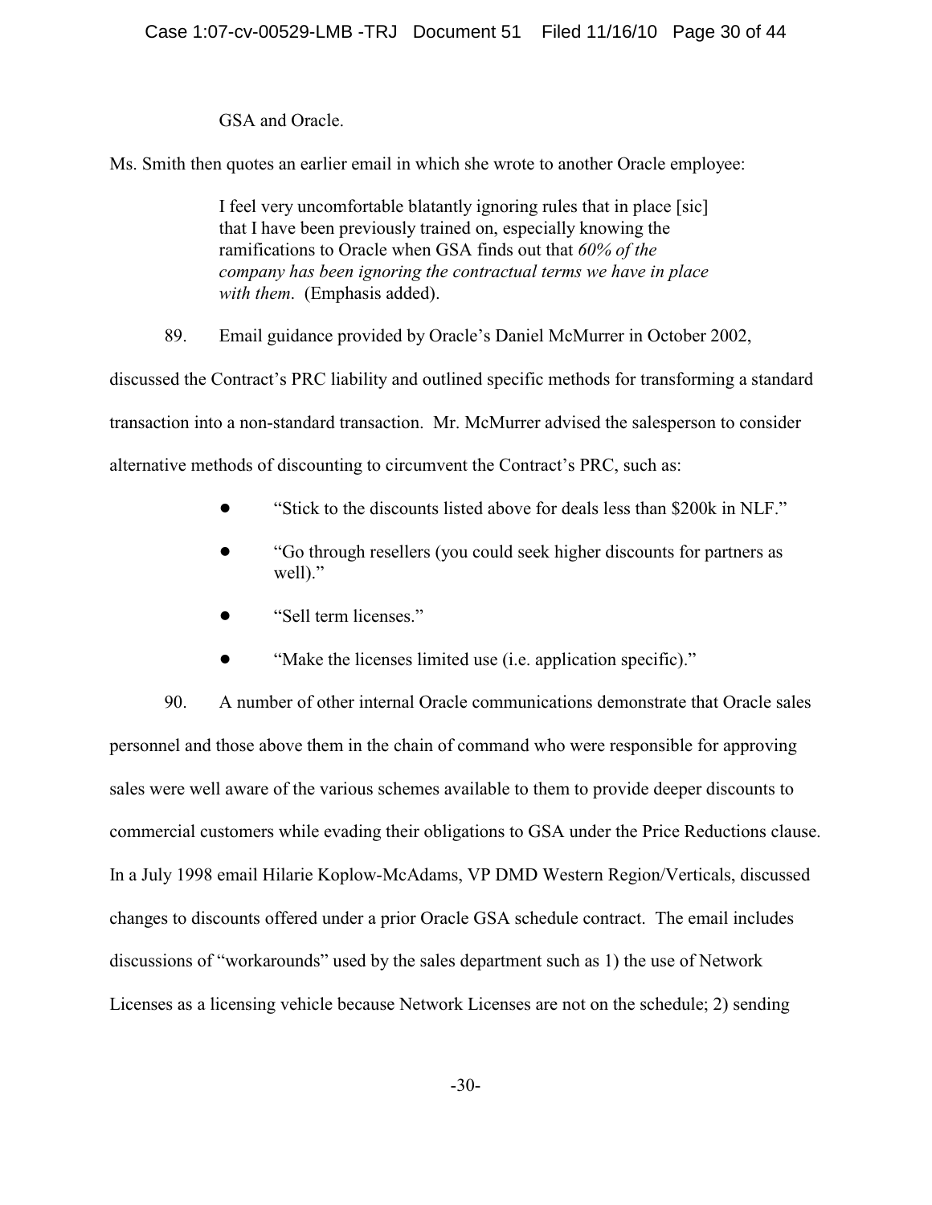GSA and Oracle.

Ms. Smith then quotes an earlier email in which she wrote to another Oracle employee:

> I feel very uncomfortable blatantly ignoring rules that in place [sic] that I have been previously trained on, especially knowing the ramifications to Oracle when GSA finds out that *60% of the company has been ignoring the contractual terms we have in place with them*. (Emphasis added).

89. Email guidance provided by Oracle's Daniel McMurrer in October 2002, discussed the Contract's PRC liability and outlined specific methods for transforming a standard transaction into a non-standard transaction. Mr. McMurrer advised the salesperson to consider alternative methods of discounting to circumvent the Contract's PRC, such as:

- "Stick to the discounts listed above for deals less than $200k in NLF."
- "Go through resellers (you could seek higher discounts for partners as well)."
- "Sell term licenses."
- "Make the licenses limited use (i.e. application specific)."

90. A number of other internal Oracle communications demonstrate that Oracle sales personnel and those above them in the chain of command who were responsible for approving sales were well aware of the various schemes available to them to provide deeper discounts to commercial customers while evading their obligations to GSA under the Price Reductions clause. In a July 1998 email Hilarie Koplow-McAdams, VP DMD Western Region/Verticals, discussed changes to discounts offered under a prior Oracle GSA schedule contract. The email includes discussions of "workarounds" used by the sales department such as 1) the use of Network Licenses as a licensing vehicle because Network Licenses are not on the schedule; 2) sending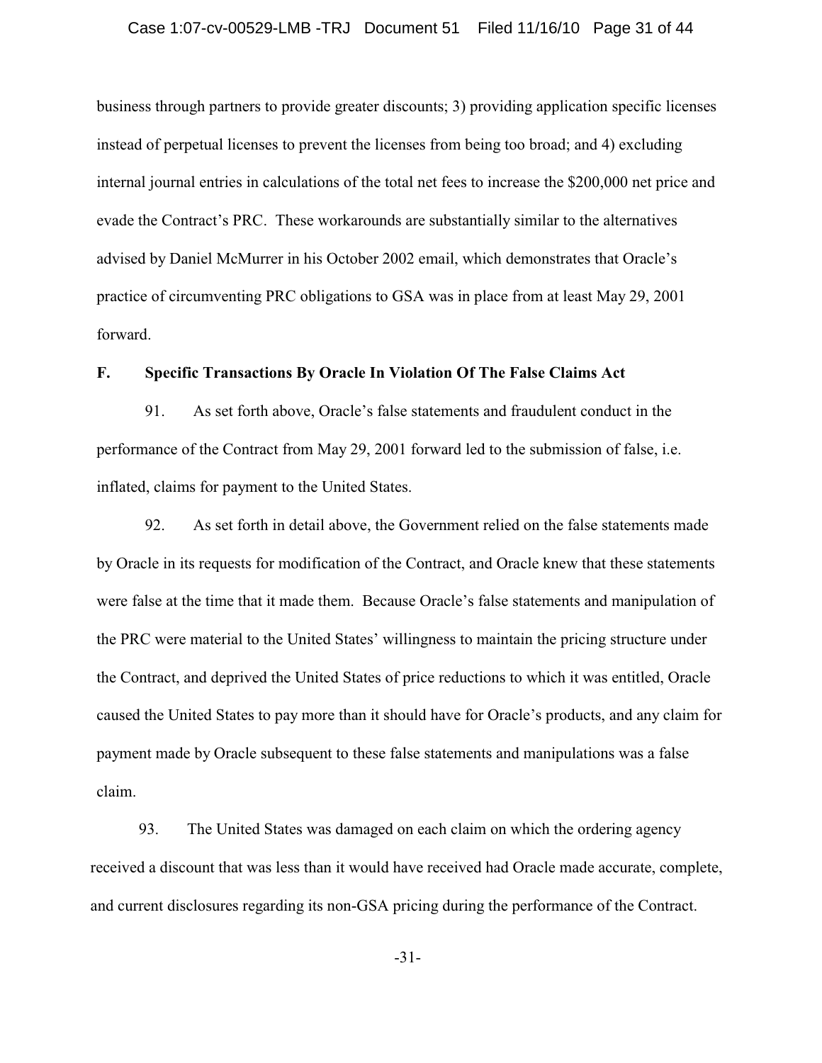business through partners to provide greater discounts; 3) providing application specific licenses instead of perpetual licenses to prevent the licenses from being too broad; and 4) excluding internal journal entries in calculations of the total net fees to increase the $200,000 net price and evade the Contract's PRC. These workarounds are substantially similar to the alternatives advised by Daniel McMurrer in his October 2002 email, which demonstrates that Oracle's practice of circumventing PRC obligations to GSA was in place from at least May 29, 2001 forward.

### F. Specific Transactions By Oracle In Violation Of The False Claims Act

91. As set forth above, Oracle's false statements and fraudulent conduct in the performance of the Contract from May 29, 2001 forward led to the submission of false, i.e. inflated, claims for payment to the United States.

92. As set forth in detail above, the Government relied on the false statements made by Oracle in its requests for modification of the Contract, and Oracle knew that these statements were false at the time that it made them. Because Oracle's false statements and manipulation of the PRC were material to the United States' willingness to maintain the pricing structure under the Contract, and deprived the United States of price reductions to which it was entitled, Oracle caused the United States to pay more than it should have for Oracle's products, and any claim for payment made by Oracle subsequent to these false statements and manipulations was a false claim.

93. The United States was damaged on each claim on which the ordering agency received a discount that was less than it would have received had Oracle made accurate, complete, and current disclosures regarding its non-GSA pricing during the performance of the Contract.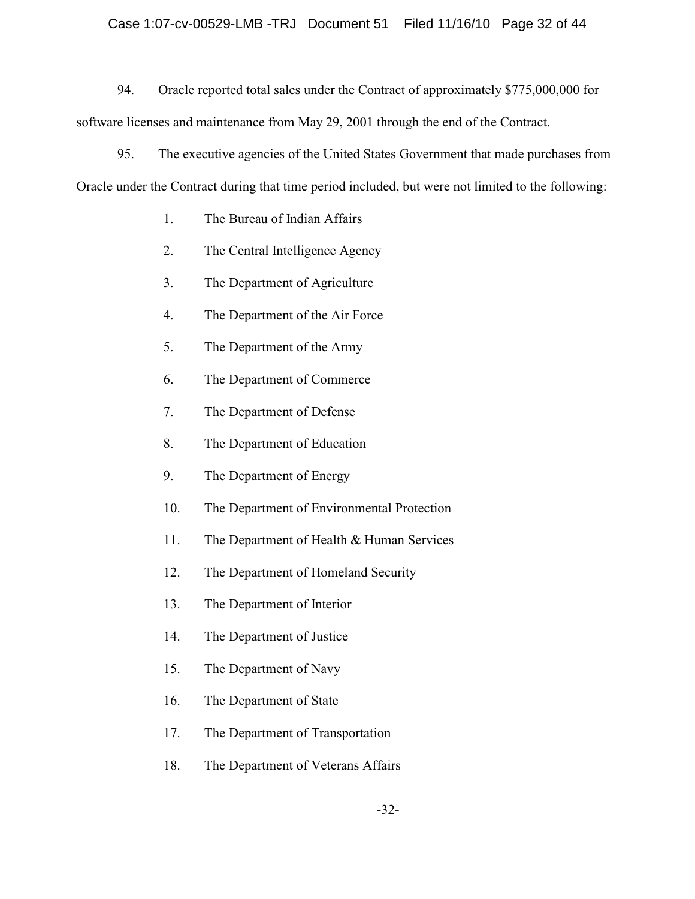94. Oracle reported total sales under the Contract of approximately $775,000,000 for software licenses and maintenance from May 29, 2001 through the end of the Contract.

95. The executive agencies of the United States Government that made purchases from Oracle under the Contract during that time period included, but were not limited to the following:

1. The Bureau of Indian Affairs
2. The Central Intelligence Agency
3. The Department of Agriculture
4. The Department of the Air Force
5. The Department of the Army
6. The Department of Commerce
7. The Department of Defense
8. The Department of Education
9. The Department of Energy
10. The Department of Environmental Protection
11. The Department of Health & Human Services
12. The Department of Homeland Security
13. The Department of Interior
14. The Department of Justice
15. The Department of Navy
16. The Department of State
17. The Department of Transportation
18. The Department of Veterans Affairs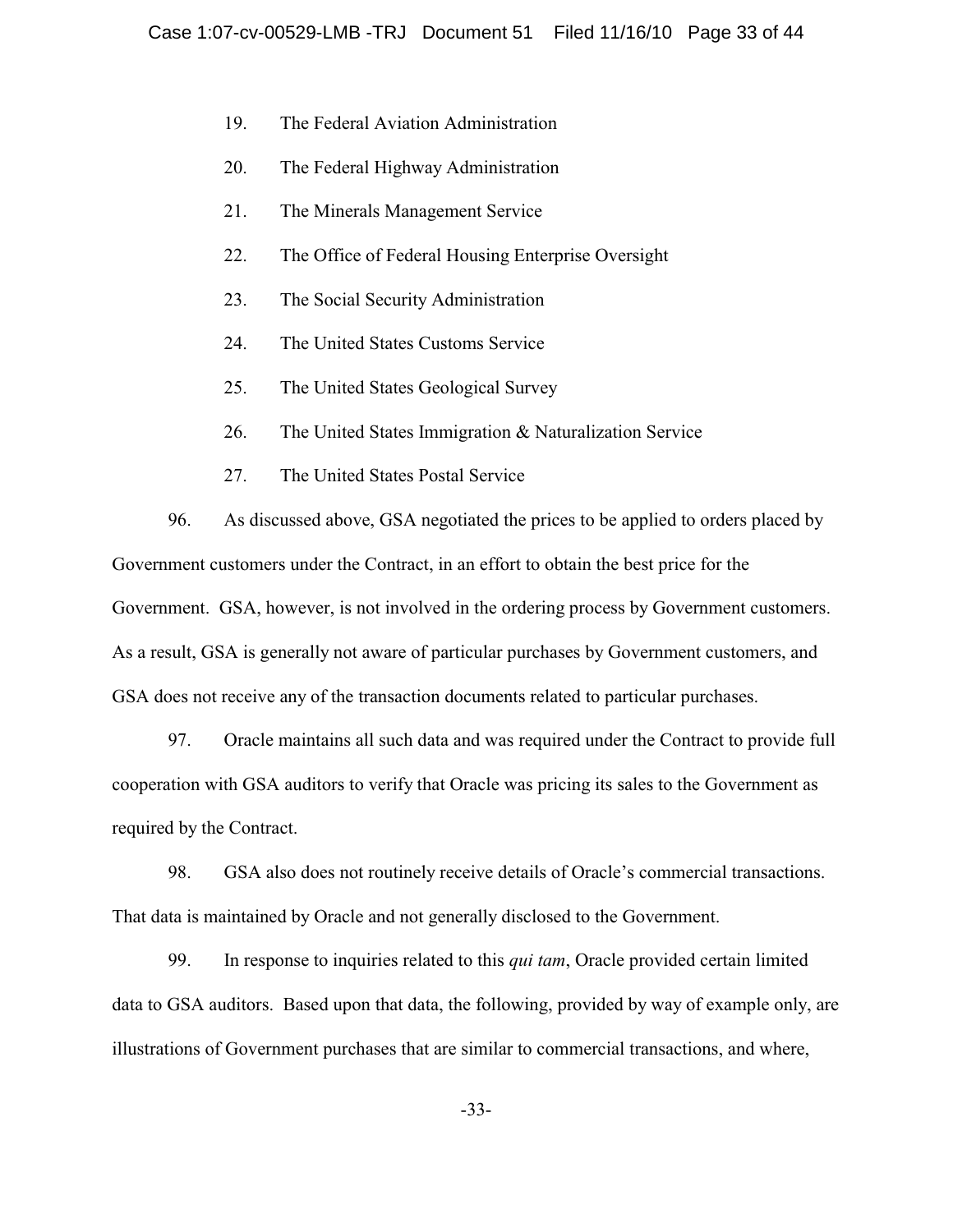19. The Federal Aviation Administration

20. The Federal Highway Administration

21. The Minerals Management Service

22. The Office of Federal Housing Enterprise Oversight

23. The Social Security Administration

24. The United States Customs Service

25. The United States Geological Survey

26. The United States Immigration & Naturalization Service

27. The United States Postal Service

96. As discussed above, GSA negotiated the prices to be applied to orders placed by Government customers under the Contract, in an effort to obtain the best price for the Government. GSA, however, is not involved in the ordering process by Government customers. As a result, GSA is generally not aware of particular purchases by Government customers, and GSA does not receive any of the transaction documents related to particular purchases.

97. Oracle maintains all such data and was required under the Contract to provide full cooperation with GSA auditors to verify that Oracle was pricing its sales to the Government as required by the Contract.

98. GSA also does not routinely receive details of Oracle's commercial transactions. That data is maintained by Oracle and not generally disclosed to the Government.

99. In response to inquiries related to this *qui tam*, Oracle provided certain limited data to GSA auditors. Based upon that data, the following, provided by way of example only, are illustrations of Government purchases that are similar to commercial transactions, and where,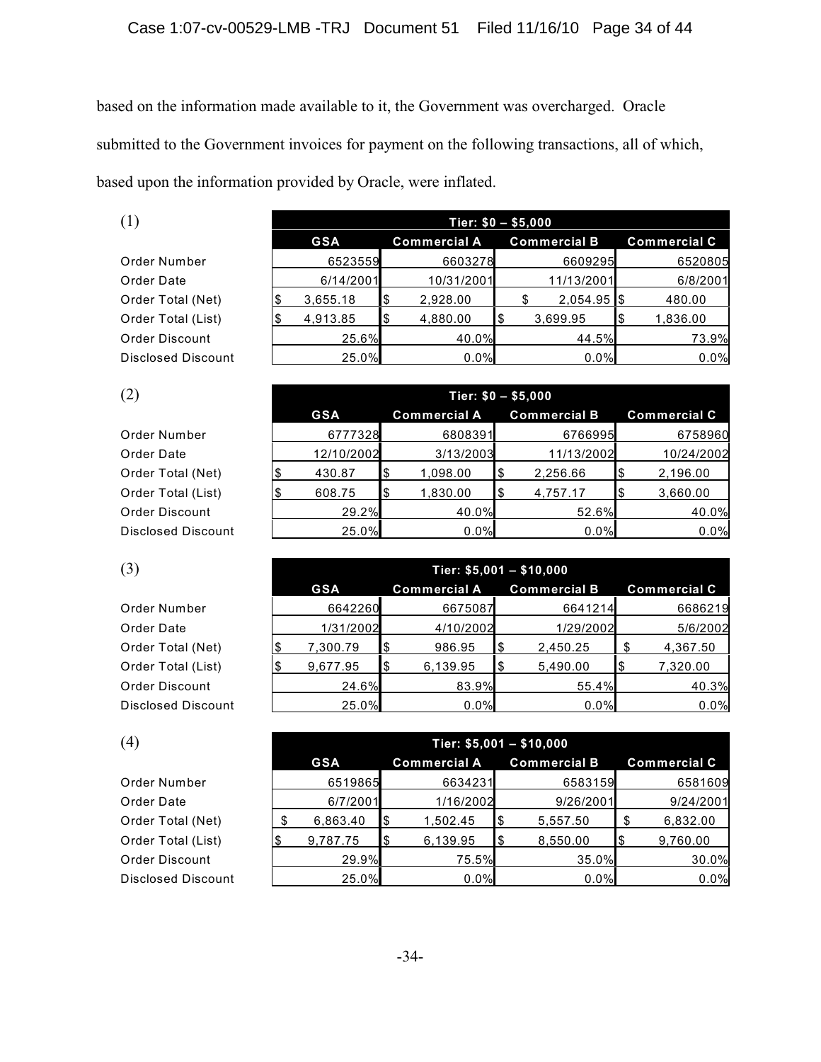based on the information made available to it, the Government was overcharged. Oracle submitted to the Government invoices for payment on the following transactions, all of which, based upon the information provided by Oracle, were inflated.

(1)

| | Tier: $0 – $5,000 | | | |
|---|---|---|---|---|
| | GSA | Commercial A | Commercial B | Commercial C |
| Order Number | 6523559 | 6603278 | 6609295 | 6520805 |
| Order Date | 6/14/2001 | 10/31/2001 | 11/13/2001 | 6/8/2001 |
| Order Total (Net) | $ 3,655.18 | $ 2,928.00 | $ 2,054.95 | $ 480.00 |
| Order Total (List) | $ 4,913.85 | $ 4,880.00 | $ 3,699.95 | $ 1,836.00 |
| Order Discount | 25.6% | 40.0% | 44.5% | 73.9% |
| Disclosed Discount | 25.0% | 0.0% | 0.0% | 0.0% |

(2)

| | Tier: $0 – $5,000 | | | |
|---|---|---|---|---|
| | GSA | Commercial A | Commercial B | Commercial C |
| Order Number | 6777328 | 6808391 | 6766995 | 6758960 |
| Order Date | 12/10/2002 | 3/13/2003 | 11/13/2002 | 10/24/2002 |
| Order Total (Net) | $ 430.87 | $ 1,098.00 | $ 2,256.66 | $ 2,196.00 |
| Order Total (List) | $ 608.75 | $ 1,830.00 | $ 4,757.17 | $ 3,660.00 |
| Order Discount | 29.2% | 40.0% | 52.6% | 40.0% |
| Disclosed Discount | 25.0% | 0.0% | 0.0% | 0.0% |

(3)

| | Tier: $5,001 – $10,000 | | | |
|---|---|---|---|---|
| | GSA | Commercial A | Commercial B | Commercial C |
| Order Number | 6642260 | 6675087 | 6641214 | 6686219 |
| Order Date | 1/31/2002 | 4/10/2002 | 1/29/2002 | 5/6/2002 |
| Order Total (Net) | $ 7,300.79 | $ 986.95 | $ 2,450.25 | $ 4,367.50 |
| Order Total (List) | $ 9,677.95 | $ 6,139.95 | $ 5,490.00 | $ 7,320.00 |
| Order Discount | 24.6% | 83.9% | 55.4% | 40.3% |
| Disclosed Discount | 25.0% | 0.0% | 0.0% | 0.0% |

(4)

| | Tier: $5,001 – $10,000 | | | |
|---|---|---|---|---|
| | GSA | Commercial A | Commercial B | Commercial C |
| Order Number | 6519865 | 6634231 | 6583159 | 6581609 |
| Order Date | 6/7/2001 | 1/16/2002 | 9/26/2001 | 9/24/2001 |
| Order Total (Net) | $ 6,863.40 | $ 1,502.45 | $ 5,557.50 | $ 6,832.00 |
| Order Total (List) | $ 9,787.75 | $ 6,139.95 | $ 8,550.00 | $ 9,760.00 |
| Order Discount | 29.9% | 75.5% | 35.0% | 30.0% |
| Disclosed Discount | 25.0% | 0.0% | 0.0% | 0.0% |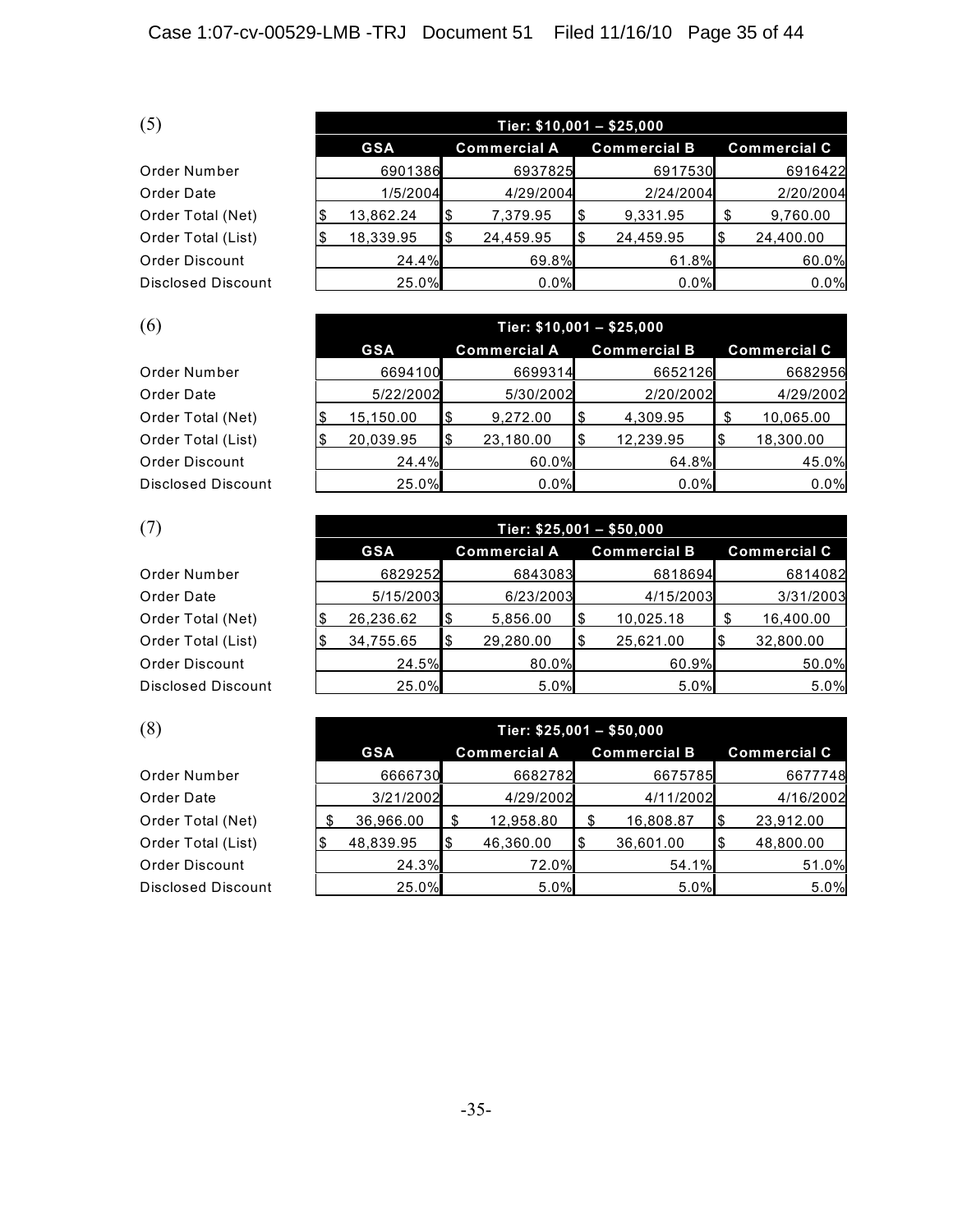(5)

| | Tier: $10,001 – $25,000 | | | |
|---|---|---|---|---|
| | GSA | Commercial A | Commercial B | Commercial C |
| Order Number | 6901386 | 6937825 | 6917530 | 6916422 |
| Order Date | 1/5/2004 | 4/29/2004 | 2/24/2004 | 2/20/2004 |
| Order Total (Net) | $ 13,862.24 | $ 7,379.95 | $ 9,331.95 | $ 9,760.00 |
| Order Total (List) | $ 18,339.95 | $ 24,459.95 | $ 24,459.95 | $ 24,400.00 |
| Order Discount | 24.4% | 69.8% | 61.8% | 60.0% |
| Disclosed Discount | 25.0% | 0.0% | 0.0% | 0.0% |

(6)

| | Tier: $10,001 – $25,000 | | | |
|---|---|---|---|---|
| | GSA | Commercial A | Commercial B | Commercial C |
| Order Number | 6694100 | 6699314 | 6652126 | 6682956 |
| Order Date | 5/22/2002 | 5/30/2002 | 2/20/2002 | 4/29/2002 |
| Order Total (Net) | $ 15,150.00 | $ 9,272.00 | $ 4,309.95 | $ 10,065.00 |
| Order Total (List) | $ 20,039.95 | $ 23,180.00 | $ 12,239.95 | $ 18,300.00 |
| Order Discount | 24.4% | 60.0% | 64.8% | 45.0% |
| Disclosed Discount | 25.0% | 0.0% | 0.0% | 0.0% |

(7)

| | Tier: $25,001 – $50,000 | | | |
|---|---|---|---|---|
| | GSA | Commercial A | Commercial B | Commercial C |
| Order Number | 6829252 | 6843083 | 6818694 | 6814082 |
| Order Date | 5/15/2003 | 6/23/2003 | 4/15/2003 | 3/31/2003 |
| Order Total (Net) | $ 26,236.62 | $ 5,856.00 | $ 10,025.18 | $ 16,400.00 |
| Order Total (List) | $ 34,755.65 | $ 29,280.00 | $ 25,621.00 | $ 32,800.00 |
| Order Discount | 24.5% | 80.0% | 60.9% | 50.0% |
| Disclosed Discount | 25.0% | 5.0% | 5.0% | 5.0% |

(8)

| | Tier: $25,001 – $50,000 | | | |
|---|---|---|---|---|
| | GSA | Commercial A | Commercial B | Commercial C |
| Order Number | 6666730 | 6682782 | 6675785 | 6677748 |
| Order Date | 3/21/2002 | 4/29/2002 | 4/11/2002 | 4/16/2002 |
| Order Total (Net) | $ 36,966.00 | $ 12,958.80 | $ 16,808.87 | $ 23,912.00 |
| Order Total (List) | $ 48,839.95 | $ 46,360.00 | $ 36,601.00 | $ 48,800.00 |
| Order Discount | 24.3% | 72.0% | 54.1% | 51.0% |
| Disclosed Discount | 25.0% | 5.0% | 5.0% | 5.0% |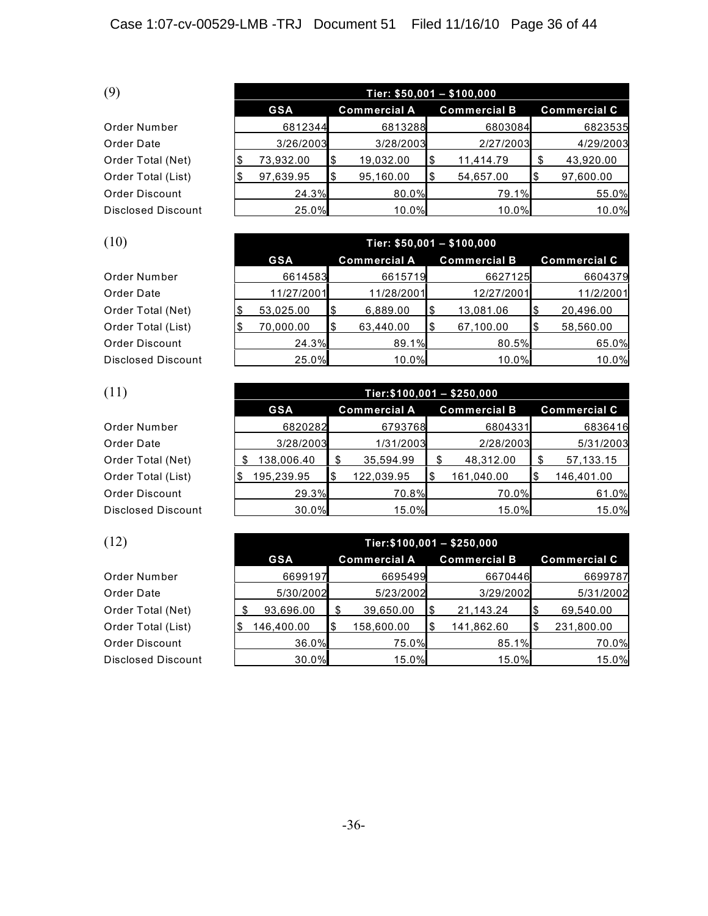(9)

| | Tier: $50,001 – $100,000 | | | |
|---|---|---|---|---|
| | GSA | Commercial A | Commercial B | Commercial C |
| Order Number | 6812344 | 6813288 | 6803084 | 6823535 |
| Order Date | 3/26/2003 | 3/28/2003 | 2/27/2003 | 4/29/2003 |
| Order Total (Net) | $ 73,932.00 | $ 19,032.00 | $ 11,414.79 | $ 43,920.00 |
| Order Total (List) | $ 97,639.95 | $ 95,160.00 | $ 54,657.00 | $ 97,600.00 |
| Order Discount | 24.3% | 80.0% | 79.1% | 55.0% |
| Disclosed Discount | 25.0% | 10.0% | 10.0% | 10.0% |

(10)

| | Tier: $50,001 – $100,000 | | | |
|---|---|---|---|---|
| | GSA | Commercial A | Commercial B | Commercial C |
| Order Number | 6614583 | 6615719 | 6627125 | 6604379 |
| Order Date | 11/27/2001 | 11/28/2001 | 12/27/2001 | 11/2/2001 |
| Order Total (Net) | $ 53,025.00 | $ 6,889.00 | $ 13,081.06 | $ 20,496.00 |
| Order Total (List) | $ 70,000.00 | $ 63,440.00 | $ 67,100.00 | $ 58,560.00 |
| Order Discount | 24.3% | 89.1% | 80.5% | 65.0% |
| Disclosed Discount | 25.0% | 10.0% | 10.0% | 10.0% |

(11)

| | Tier:$100,001 – $250,000 | | | |
|---|---|---|---|---|
| | GSA | Commercial A | Commercial B | Commercial C |
| Order Number | 6820282 | 6793768 | 6804331 | 6836416 |
| Order Date | 3/28/2003 | 1/31/2003 | 2/28/2003 | 5/31/2003 |
| Order Total (Net) | $ 138,006.40 | $ 35,594.99 | $ 48,312.00 | $ 57,133.15 |
| Order Total (List) | $ 195,239.95 | $ 122,039.95 | $ 161,040.00 | $ 146,401.00 |
| Order Discount | 29.3% | 70.8% | 70.0% | 61.0% |
| Disclosed Discount | 30.0% | 15.0% | 15.0% | 15.0% |

(12)

| | Tier:$100,001 – $250,000 | | | |
|---|---|---|---|---|
| | GSA | Commercial A | Commercial B | Commercial C |
| Order Number | 6699197 | 6695499 | 6670446 | 6699787 |
| Order Date | 5/30/2002 | 5/23/2002 | 3/29/2002 | 5/31/2002 |
| Order Total (Net) | $ 93,696.00 | $ 39,650.00 | $ 21,143.24 | $ 69,540.00 |
| Order Total (List) | $ 146,400.00 | $ 158,600.00 | $ 141,862.60 | $ 231,800.00 |
| Order Discount | 36.0% | 75.0% | 85.1% | 70.0% |
| Disclosed Discount | 30.0% | 15.0% | 15.0% | 15.0% |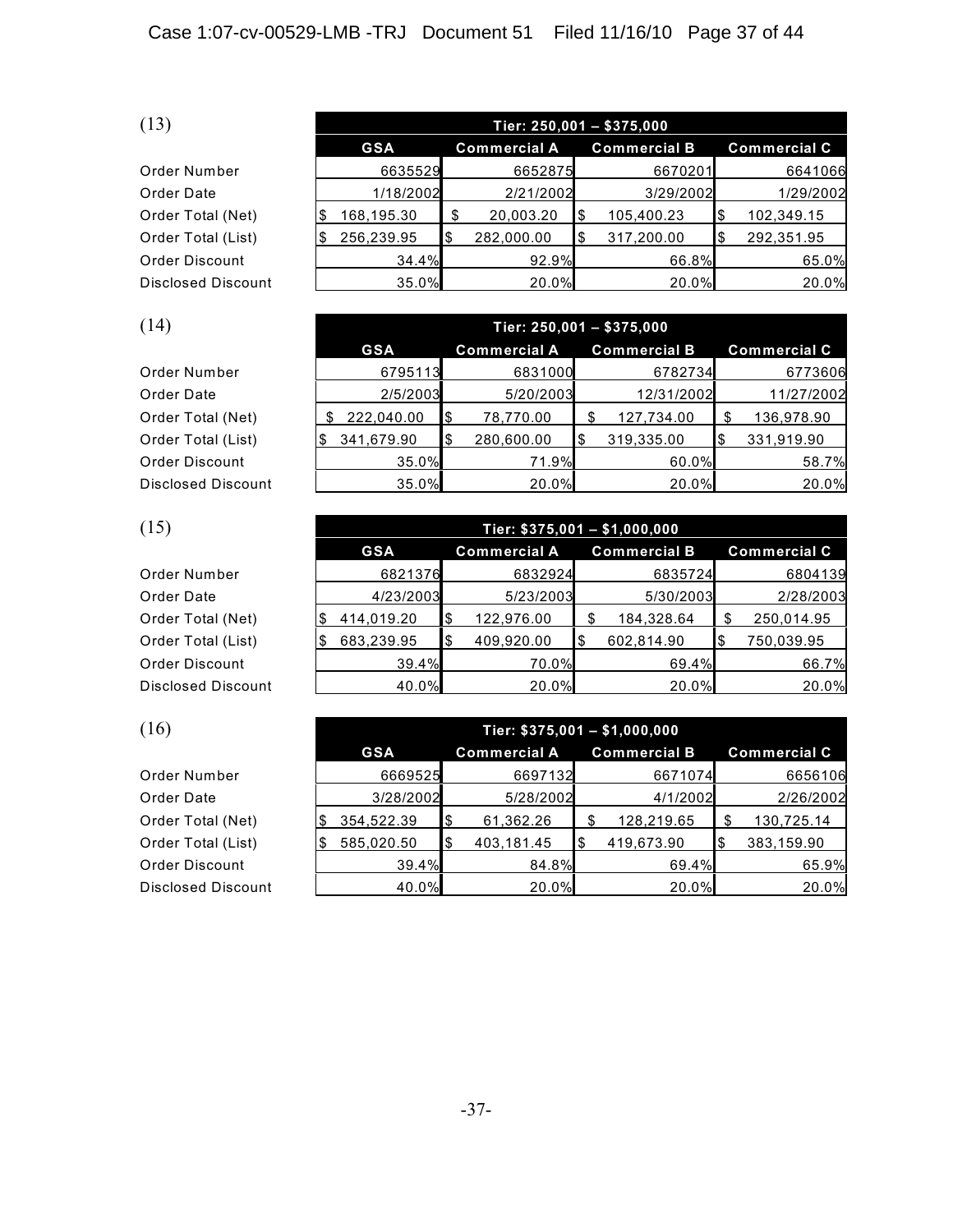(13)

| | Tier: 250,001 – $375,000 | | | |
|---|---|---|---|---|
| | GSA | Commercial A | Commercial B | Commercial C |
| Order Number | 6635529 | 6652875 | 6670201 | 6641066 |
| Order Date | 1/18/2002 | 2/21/2002 | 3/29/2002 | 1/29/2002 |
| Order Total (Net) | $ 168,195.30 | $ 20,003.20 | $ 105,400.23 | $ 102,349.15 |
| Order Total (List) | $ 256,239.95 | $ 282,000.00 | $ 317,200.00 | $ 292,351.95 |
| Order Discount | 34.4% | 92.9% | 66.8% | 65.0% |
| Disclosed Discount | 35.0% | 20.0% | 20.0% | 20.0% |

(14)

| | Tier: 250,001 – $375,000 | | | |
|---|---|---|---|---|
| | GSA | Commercial A | Commercial B | Commercial C |
| Order Number | 6795113 | 6831000 | 6782734 | 6773606 |
| Order Date | 2/5/2003 | 5/20/2003 | 12/31/2002 | 11/27/2002 |
| Order Total (Net) | $ 222,040.00 | $ 78,770.00 | $ 127,734.00 | $ 136,978.90 |
| Order Total (List) | $ 341,679.90 | $ 280,600.00 | $ 319,335.00 | $ 331,919.90 |
| Order Discount | 35.0% | 71.9% | 60.0% | 58.7% |
| Disclosed Discount | 35.0% | 20.0% | 20.0% | 20.0% |

(15)

| | Tier: $375,001 – $1,000,000 | | | |
|---|---|---|---|---|
| | GSA | Commercial A | Commercial B | Commercial C |
| Order Number | 6821376 | 6832924 | 6835724 | 6804139 |
| Order Date | 4/23/2003 | 5/23/2003 | 5/30/2003 | 2/28/2003 |
| Order Total (Net) | $ 414,019.20 | $ 122,976.00 | $ 184,328.64 | $ 250,014.95 |
| Order Total (List) | $ 683,239.95 | $ 409,920.00 | $ 602,814.90 | $ 750,039.95 |
| Order Discount | 39.4% | 70.0% | 69.4% | 66.7% |
| Disclosed Discount | 40.0% | 20.0% | 20.0% | 20.0% |

(16)

| | Tier: $375,001 – $1,000,000 | | | |
|---|---|---|---|---|
| | GSA | Commercial A | Commercial B | Commercial C |
| Order Number | 6669525 | 6697132 | 6671074 | 6656106 |
| Order Date | 3/28/2002 | 5/28/2002 | 4/1/2002 | 2/26/2002 |
| Order Total (Net) | $ 354,522.39 | $ 61,362.26 | $ 128,219.65 | $ 130,725.14 |
| Order Total (List) | $ 585,020.50 | $ 403,181.45 | $ 419,673.90 | $ 383,159.90 |
| Order Discount | 39.4% | 84.8% | 69.4% | 65.9% |
| Disclosed Discount | 40.0% | 20.0% | 20.0% | 20.0% |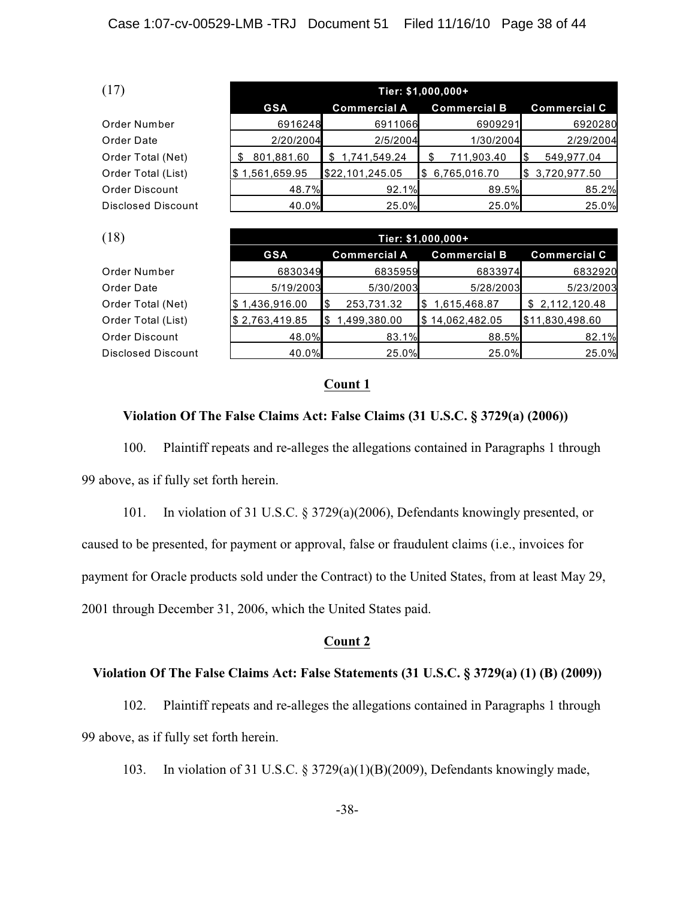(17)

| | Tier: $1,000,000+ | | | |
|---|---|---|---|---|
| | GSA | Commercial A | Commercial B | Commercial C |
| Order Number | 6916248 | 6911066 | 6909291 | 6920280 |
| Order Date | 2/20/2004 | 2/5/2004 | 1/30/2004 | 2/29/2004 |
| Order Total (Net) | $ 801,881.60 | $ 1,741,549.24 | $ 711,903.40 | $ 549,977.04 |
| Order Total (List) | $ 1,561,659.95 | $22,101,245.05 | $ 6,765,016.70 | $ 3,720,977.50 |
| Order Discount | 48.7% | 92.1% | 89.5% | 85.2% |
| Disclosed Discount | 40.0% | 25.0% | 25.0% | 25.0% |

(18)

| | Tier: $1,000,000+ | | | |
|---|---|---|---|---|
| | GSA | Commercial A | Commercial B | Commercial C |
| Order Number | 6830349 | 6835959 | 6833974 | 6832920 |
| Order Date | 5/19/2003 | 5/30/2003 | 5/28/2003 | 5/23/2003 |
| Order Total (Net) | $ 1,436,916.00 | $ 253,731.32 | $ 1,615,468.87 | $ 2,112,120.48 |
| Order Total (List) | $ 2,763,419.85 | $ 1,499,380.00 | $ 14,062,482.05 | $11,830,498.60 |
| Order Discount | 48.0% | 83.1% | 88.5% | 82.1% |
| Disclosed Discount | 40.0% | 25.0% | 25.0% | 25.0% |

## Count 1

### Violation Of The False Claims Act: False Claims (31 U.S.C. § 3729(a) (2006))

100. Plaintiff repeats and re-alleges the allegations contained in Paragraphs 1 through 99 above, as if fully set forth herein.

101. In violation of 31 U.S.C. § 3729(a)(2006), Defendants knowingly presented, or caused to be presented, for payment or approval, false or fraudulent claims (i.e., invoices for payment for Oracle products sold under the Contract) to the United States, from at least May 29, 2001 through December 31, 2006, which the United States paid.

## Count 2

### Violation Of The False Claims Act: False Statements (31 U.S.C. § 3729(a) (1) (B) (2009))

102. Plaintiff repeats and re-alleges the allegations contained in Paragraphs 1 through 99 above, as if fully set forth herein.

103. In violation of 31 U.S.C. § 3729(a)(1)(B)(2009), Defendants knowingly made,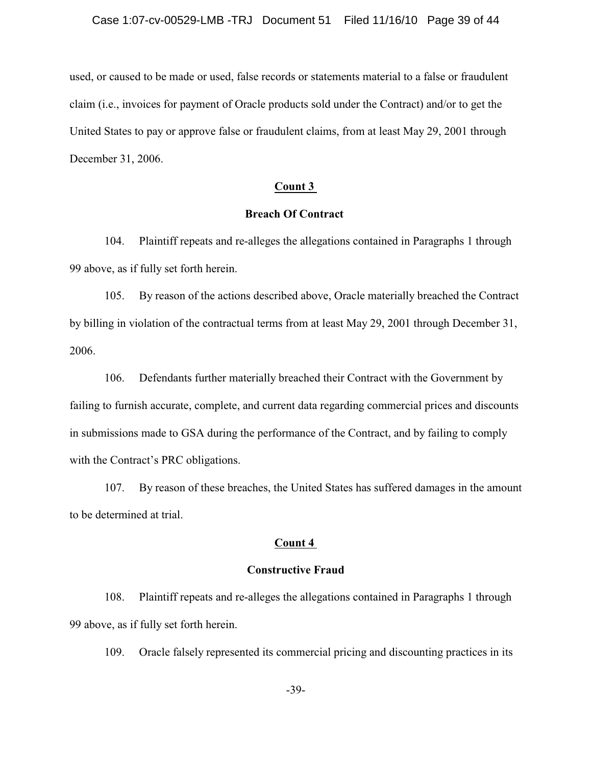used, or caused to be made or used, false records or statements material to a false or fraudulent claim (i.e., invoices for payment of Oracle products sold under the Contract) and/or to get the United States to pay or approve false or fraudulent claims, from at least May 29, 2001 through December 31, 2006.

## Count 3

### Breach Of Contract

104. Plaintiff repeats and re-alleges the allegations contained in Paragraphs 1 through 99 above, as if fully set forth herein.

105. By reason of the actions described above, Oracle materially breached the Contract by billing in violation of the contractual terms from at least May 29, 2001 through December 31, 2006.

106. Defendants further materially breached their Contract with the Government by failing to furnish accurate, complete, and current data regarding commercial prices and discounts in submissions made to GSA during the performance of the Contract, and by failing to comply with the Contract's PRC obligations.

107. By reason of these breaches, the United States has suffered damages in the amount to be determined at trial.

## Count 4

### Constructive Fraud

108. Plaintiff repeats and re-alleges the allegations contained in Paragraphs 1 through 99 above, as if fully set forth herein.

109. Oracle falsely represented its commercial pricing and discounting practices in its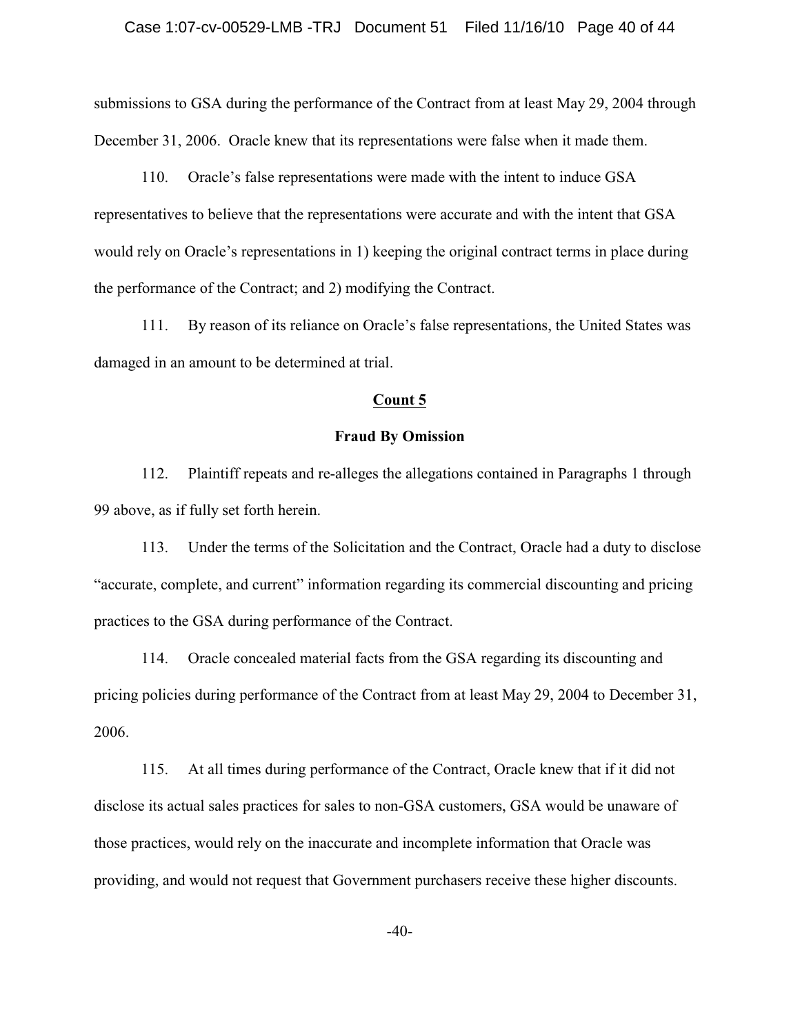submissions to GSA during the performance of the Contract from at least May 29, 2004 through December 31, 2006. Oracle knew that its representations were false when it made them.

110. Oracle's false representations were made with the intent to induce GSA representatives to believe that the representations were accurate and with the intent that GSA would rely on Oracle's representations in 1) keeping the original contract terms in place during the performance of the Contract; and 2) modifying the Contract.

111. By reason of its reliance on Oracle's false representations, the United States was damaged in an amount to be determined at trial.

**Count 5**

**Fraud By Omission**

112. Plaintiff repeats and re-alleges the allegations contained in Paragraphs 1 through 99 above, as if fully set forth herein.

113. Under the terms of the Solicitation and the Contract, Oracle had a duty to disclose "accurate, complete, and current" information regarding its commercial discounting and pricing practices to the GSA during performance of the Contract.

114. Oracle concealed material facts from the GSA regarding its discounting and pricing policies during performance of the Contract from at least May 29, 2004 to December 31, 2006.

115. At all times during performance of the Contract, Oracle knew that if it did not disclose its actual sales practices for sales to non-GSA customers, GSA would be unaware of those practices, would rely on the inaccurate and incomplete information that Oracle was providing, and would not request that Government purchasers receive these higher discounts.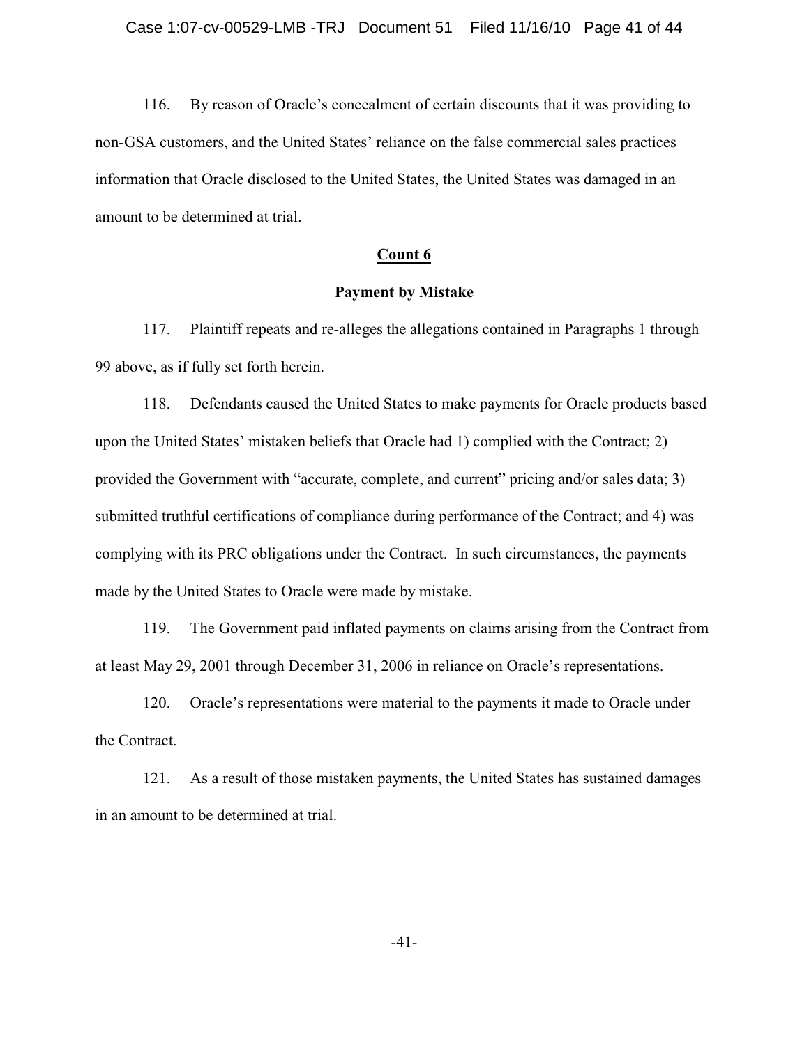116. By reason of Oracle's concealment of certain discounts that it was providing to non-GSA customers, and the United States' reliance on the false commercial sales practices information that Oracle disclosed to the United States, the United States was damaged in an amount to be determined at trial.

## Count 6

### Payment by Mistake

117. Plaintiff repeats and re-alleges the allegations contained in Paragraphs 1 through 99 above, as if fully set forth herein.

118. Defendants caused the United States to make payments for Oracle products based upon the United States' mistaken beliefs that Oracle had 1) complied with the Contract; 2) provided the Government with "accurate, complete, and current" pricing and/or sales data; 3) submitted truthful certifications of compliance during performance of the Contract; and 4) was complying with its PRC obligations under the Contract. In such circumstances, the payments made by the United States to Oracle were made by mistake.

119. The Government paid inflated payments on claims arising from the Contract from at least May 29, 2001 through December 31, 2006 in reliance on Oracle's representations.

120. Oracle's representations were material to the payments it made to Oracle under the Contract.

121. As a result of those mistaken payments, the United States has sustained damages in an amount to be determined at trial.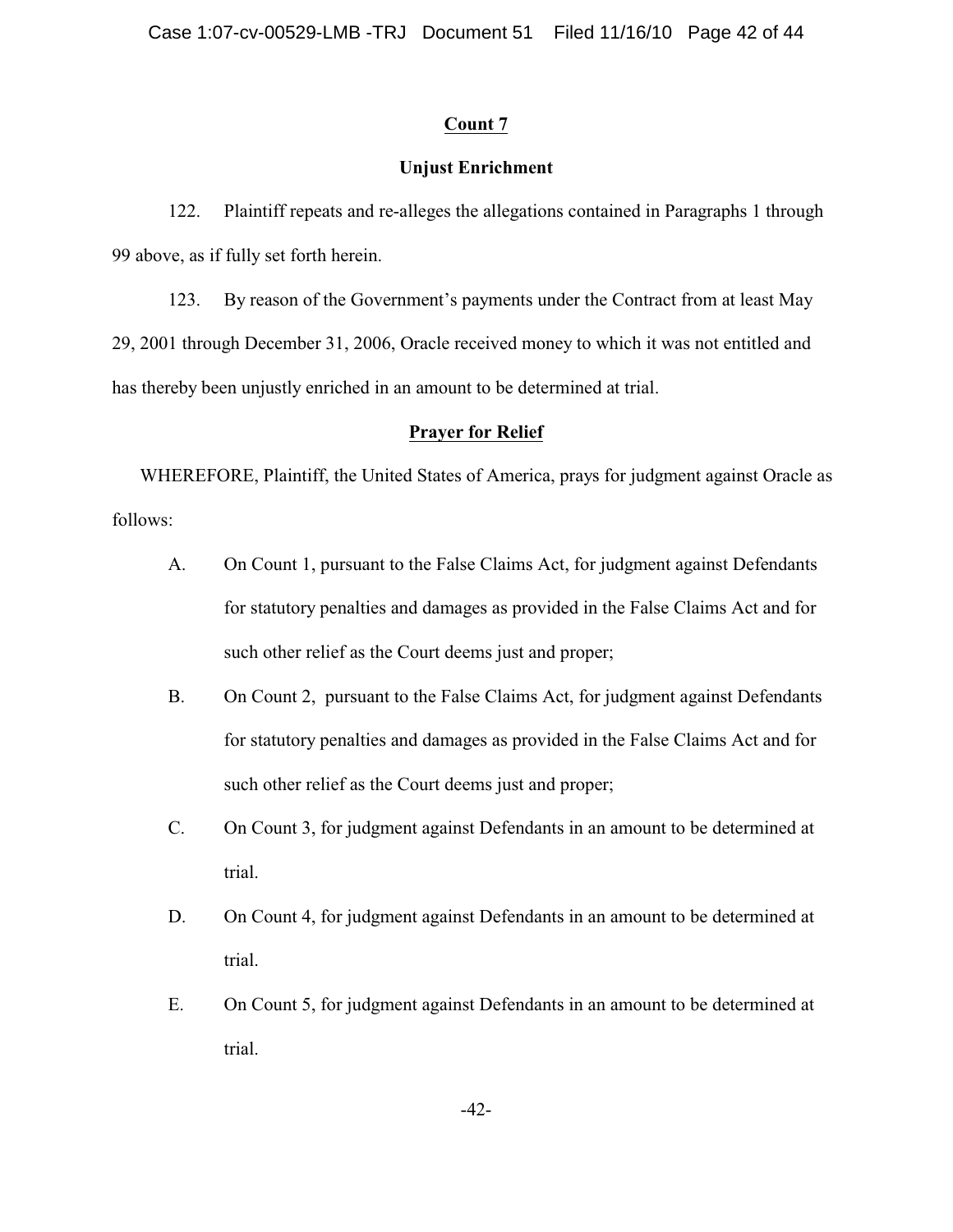## Count 7

### Unjust Enrichment

122. Plaintiff repeats and re-alleges the allegations contained in Paragraphs 1 through 99 above, as if fully set forth herein.

123. By reason of the Government's payments under the Contract from at least May 29, 2001 through December 31, 2006, Oracle received money to which it was not entitled and has thereby been unjustly enriched in an amount to be determined at trial.

## Prayer for Relief

WHEREFORE, Plaintiff, the United States of America, prays for judgment against Oracle as follows:

A. On Count 1, pursuant to the False Claims Act, for judgment against Defendants for statutory penalties and damages as provided in the False Claims Act and for such other relief as the Court deems just and proper;

B. On Count 2, pursuant to the False Claims Act, for judgment against Defendants for statutory penalties and damages as provided in the False Claims Act and for such other relief as the Court deems just and proper;

C. On Count 3, for judgment against Defendants in an amount to be determined at trial.

D. On Count 4, for judgment against Defendants in an amount to be determined at trial.

E. On Count 5, for judgment against Defendants in an amount to be determined at trial.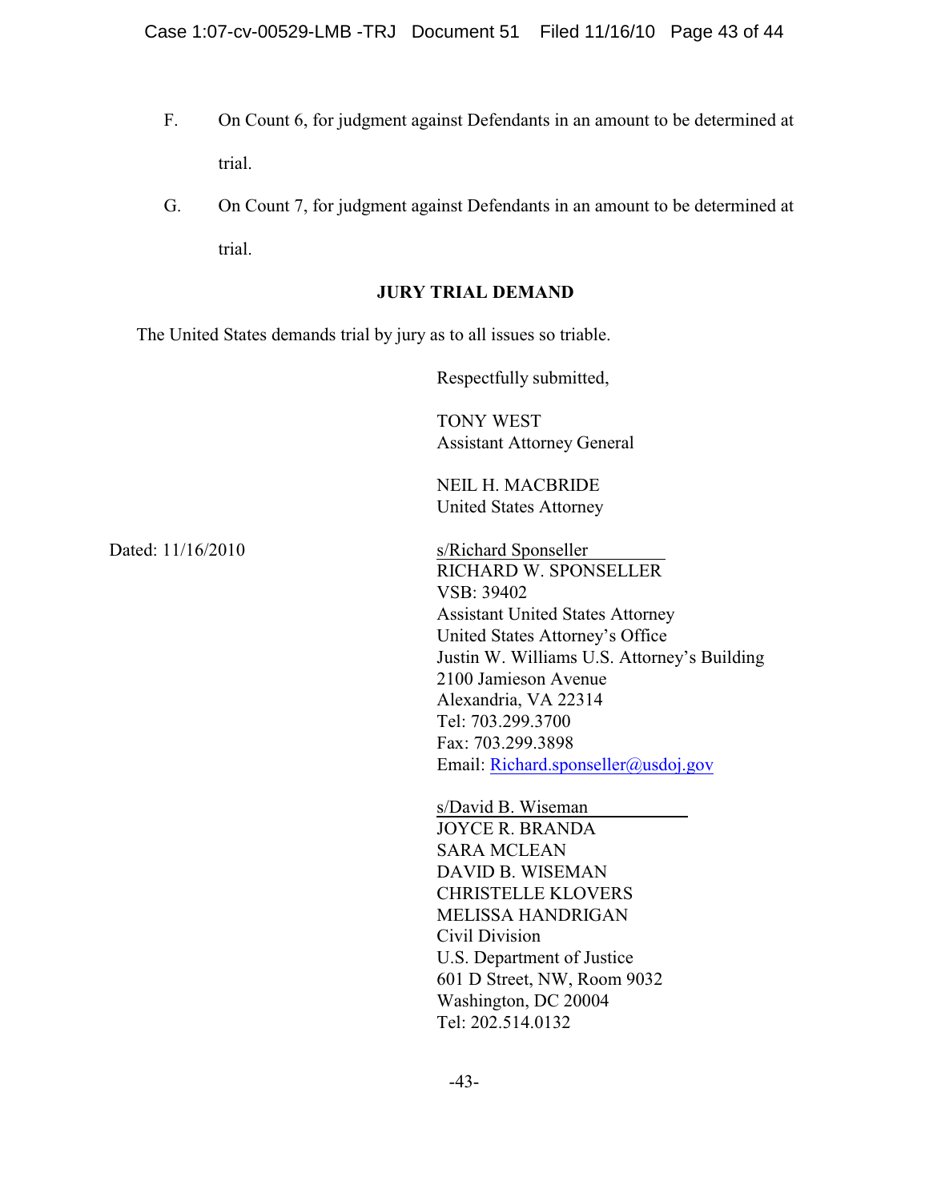F. On Count 6, for judgment against Defendants in an amount to be determined at trial.

G. On Count 7, for judgment against Defendants in an amount to be determined at trial.

**JURY TRIAL DEMAND**

The United States demands trial by jury as to all issues so triable.

Respectfully submitted,

TONY WEST
Assistant Attorney General

NEIL H. MACBRIDE
United States Attorney

Dated: 11/16/2010

s/Richard Sponseller
RICHARD W. SPONSELLER
VSB: 39402
Assistant United States Attorney
United States Attorney's Office
Justin W. Williams U.S. Attorney's Building
2100 Jamieson Avenue
Alexandria, VA 22314
Tel: 703.299.3700
Fax: 703.299.3898
Email: Richard.sponseller@usdoj.gov

s/David B. Wiseman
JOYCE R. BRANDA
SARA MCLEAN
DAVID B. WISEMAN
CHRISTELLE KLOVERS
MELISSA HANDRIGAN
Civil Division
U.S. Department of Justice
601 D Street, NW, Room 9032
Washington, DC 20004
Tel: 202.514.0132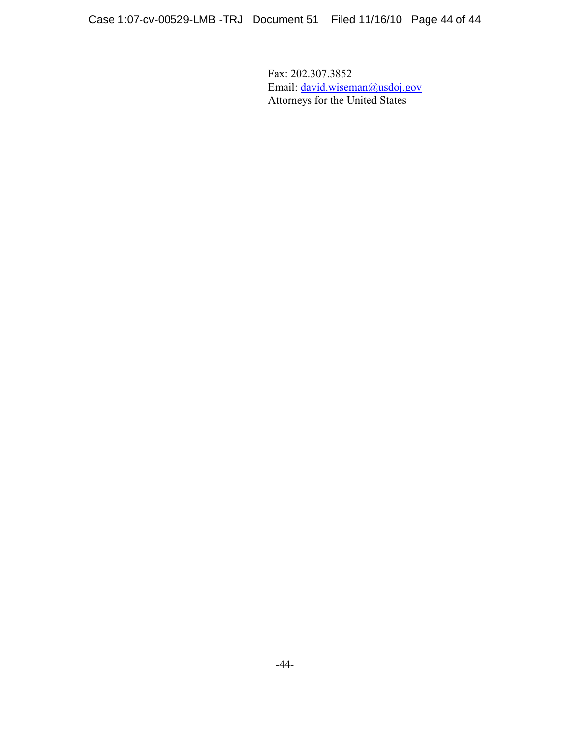Fax: 202.307.3852
Email: david.wiseman@usdoj.gov
Attorneys for the United States